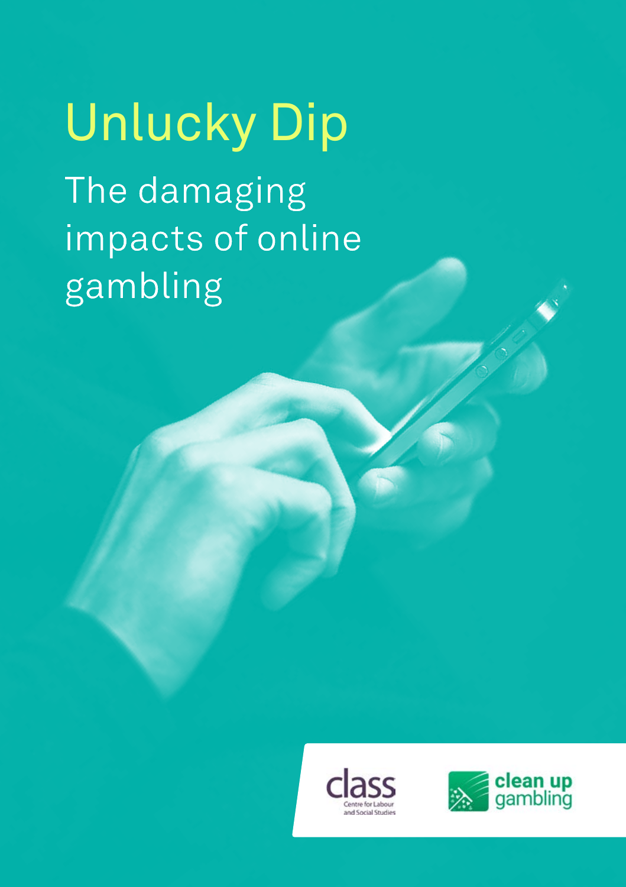# Unlucky Dip

## The damaging impacts of online gambling

class
Centre for Labour and Social Studies

clean up gambling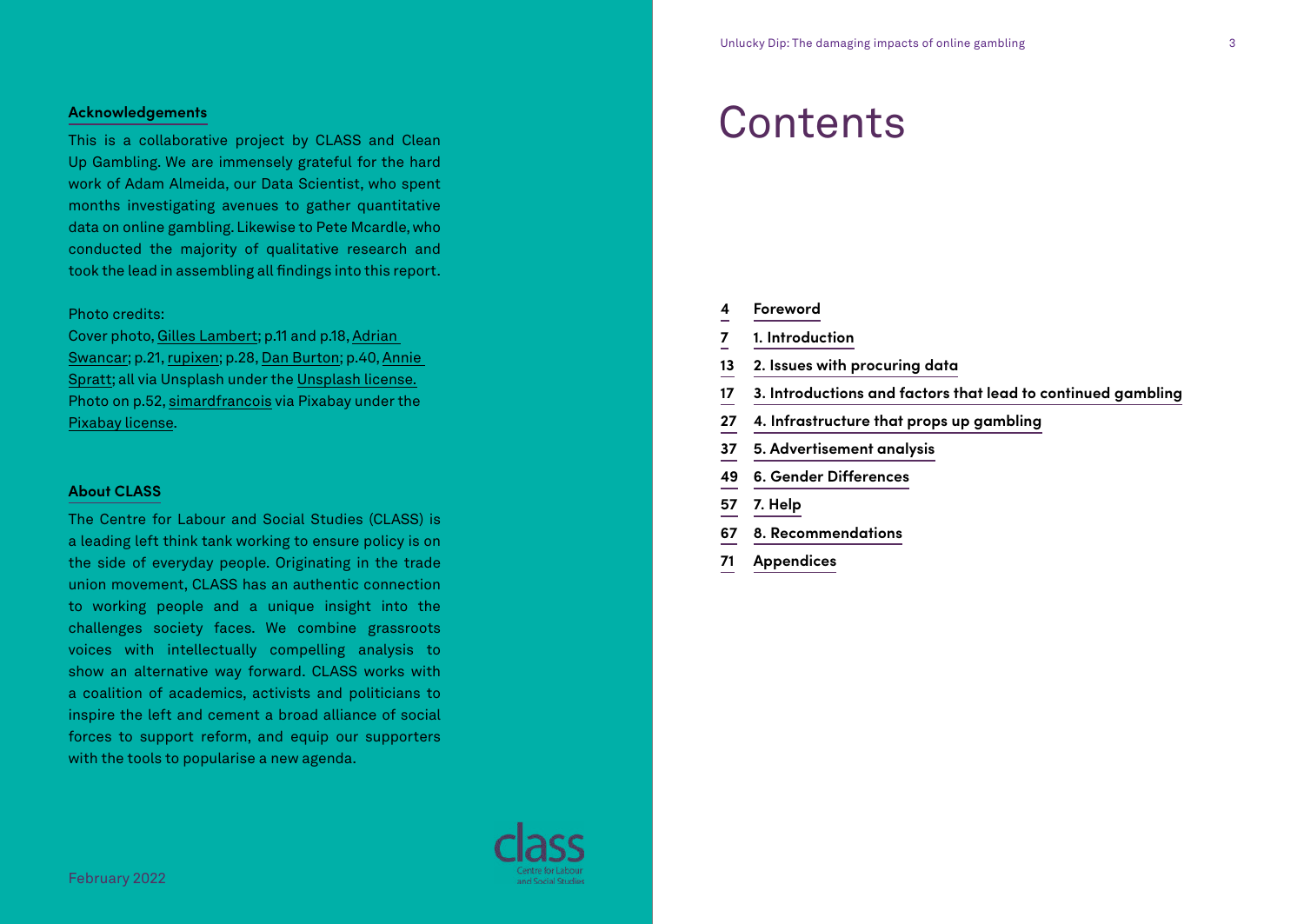**Acknowledgements**

This is a collaborative project by CLASS and Clean Up Gambling. We are immensely grateful for the hard work of Adam Almeida, our Data Scientist, who spent months investigating avenues to gather quantitative data on online gambling. Likewise to Pete Mcardle, who conducted the majority of qualitative research and took the lead in assembling all findings into this report.

Photo credits:
Cover photo, Gilles Lambert; p.11 and p.18, Adrian Swancar; p.21, rupixen; p.28, Dan Burton; p.40, Annie Spratt; all via Unsplash under the Unsplash license. Photo on p.52, simardfrancois via Pixabay under the Pixabay license.

**About CLASS**

The Centre for Labour and Social Studies (CLASS) is a leading left think tank working to ensure policy is on the side of everyday people. Originating in the trade union movement, CLASS has an authentic connection to working people and a unique insight into the challenges society faces. We combine grassroots voices with intellectually compelling analysis to show an alternative way forward. CLASS works with a coalition of academics, activists and politicians to inspire the left and cement a broad alliance of social forces to support reform, and equip our supporters with the tools to popularise a new agenda.

February 2022

class
Centre for Labour and Social Studies

# Contents

- **4** **Foreword**
- **7** **1. Introduction**
- **13** **2. Issues with procuring data**
- **17** **3. Introductions and factors that lead to continued gambling**
- **27** **4. Infrastructure that props up gambling**
- **37** **5. Advertisement analysis**
- **49** **6. Gender Differences**
- **57** **7. Help**
- **67** **8. Recommendations**
- **71** **Appendices**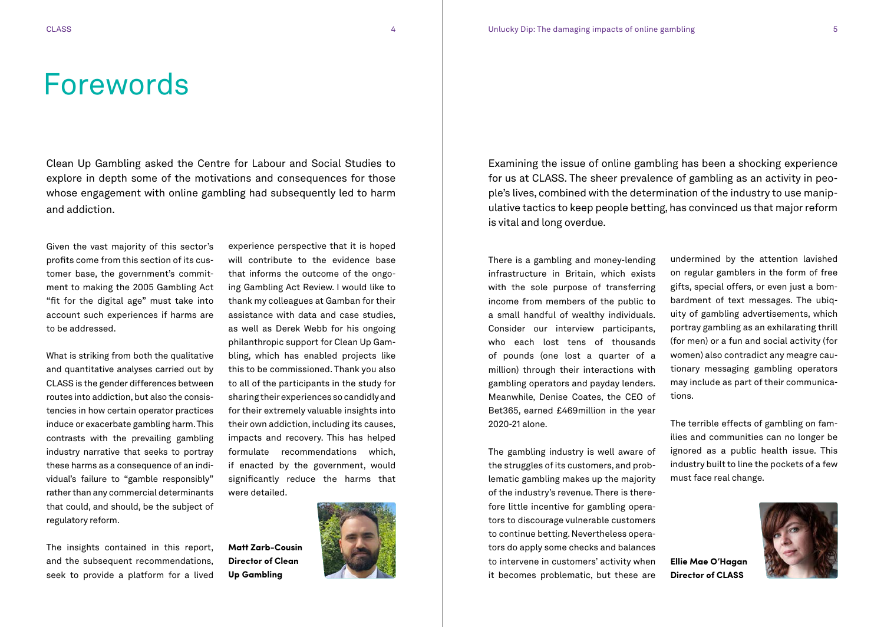# Forewords

Clean Up Gambling asked the Centre for Labour and Social Studies to explore in depth some of the motivations and consequences for those whose engagement with online gambling had subsequently led to harm and addiction.

Given the vast majority of this sector's profits come from this section of its customer base, the government's commitment to making the 2005 Gambling Act "fit for the digital age" must take into account such experiences if harms are to be addressed.

What is striking from both the qualitative and quantitative analyses carried out by CLASS is the gender differences between routes into addiction, but also the consistencies in how certain operator practices induce or exacerbate gambling harm. This contrasts with the prevailing gambling industry narrative that seeks to portray these harms as a consequence of an individual's failure to "gamble responsibly" rather than any commercial determinants that could, and should, be the subject of regulatory reform.

The insights contained in this report, and the subsequent recommendations, seek to provide a platform for a lived experience perspective that it is hoped will contribute to the evidence base that informs the outcome of the ongoing Gambling Act Review. I would like to thank my colleagues at Gamban for their assistance with data and case studies, as well as Derek Webb for his ongoing philanthropic support for Clean Up Gambling, which has enabled projects like this to be commissioned. Thank you also to all of the participants in the study for sharing their experiences so candidly and for their extremely valuable insights into their own addiction, including its causes, impacts and recovery. This has helped formulate recommendations which, if enacted by the government, would significantly reduce the harms that were detailed.

**Matt Zarb-Cousin**
**Director of Clean Up Gambling**

Examining the issue of online gambling has been a shocking experience for us at CLASS. The sheer prevalence of gambling as an activity in people's lives, combined with the determination of the industry to use manipulative tactics to keep people betting, has convinced us that major reform is vital and long overdue.

There is a gambling and money-lending infrastructure in Britain, which exists with the sole purpose of transferring income from members of the public to a small handful of wealthy individuals. Consider our interview participants, who each lost tens of thousands of pounds (one lost a quarter of a million) through their interactions with gambling operators and payday lenders. Meanwhile, Denise Coates, the CEO of Bet365, earned £469million in the year 2020-21 alone.

The gambling industry is well aware of the struggles of its customers, and problematic gambling makes up the majority of the industry's revenue. There is therefore little incentive for gambling operators to discourage vulnerable customers to continue betting. Nevertheless operators do apply some checks and balances to intervene in customers' activity when it becomes problematic, but these are undermined by the attention lavished on regular gamblers in the form of free gifts, special offers, or even just a bombardment of text messages. The ubiquity of gambling advertisements, which portray gambling as an exhilarating thrill (for men) or a fun and social activity (for women) also contradict any meagre cautionary messaging gambling operators may include as part of their communications.

The terrible effects of gambling on families and communities can no longer be ignored as a public health issue. This industry built to line the pockets of a few must face real change.

**Ellie Mae O'Hagan**
**Director of CLASS**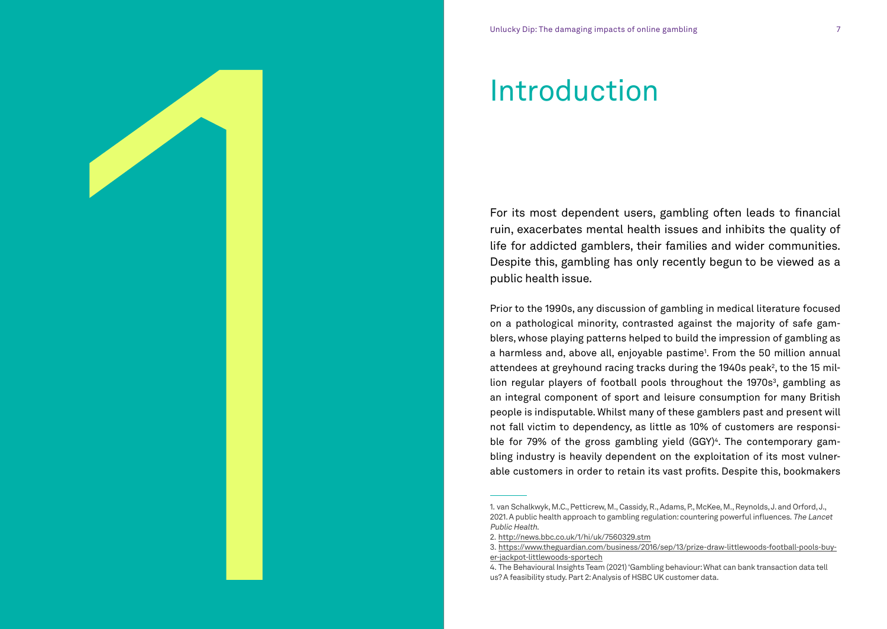# 1 Introduction

For its most dependent users, gambling often leads to financial ruin, exacerbates mental health issues and inhibits the quality of life for addicted gamblers, their families and wider communities. Despite this, gambling has only recently begun to be viewed as a public health issue.

Prior to the 1990s, any discussion of gambling in medical literature focused on a pathological minority, contrasted against the majority of safe gamblers, whose playing patterns helped to build the impression of gambling as a harmless and, above all, enjoyable pastime[1]. From the 50 million annual attendees at greyhound racing tracks during the 1940s peak[2], to the 15 million regular players of football pools throughout the 1970s[3], gambling as an integral component of sport and leisure consumption for many British people is indisputable. Whilst many of these gamblers past and present will not fall victim to dependency, as little as 10% of customers are responsible for 79% of the gross gambling yield (GGY)[4]. The contemporary gambling industry is heavily dependent on the exploitation of its most vulnerable customers in order to retain its vast profits. Despite this, bookmakers

---

1. van Schalkwyk, M.C., Petticrew, M., Cassidy, R., Adams, P., McKee, M., Reynolds, J. and Orford, J., 2021. A public health approach to gambling regulation: countering powerful influences. *The Lancet Public Health*.
2. http://news.bbc.co.uk/1/hi/uk/7560329.stm
3. https://www.theguardian.com/business/2016/sep/13/prize-draw-littlewoods-football-pools-buyer-jackpot-littlewoods-sportech
4. The Behavioural Insights Team (2021) 'Gambling behaviour: What can bank transaction data tell us? A feasibility study. Part 2: Analysis of HSBC UK customer data.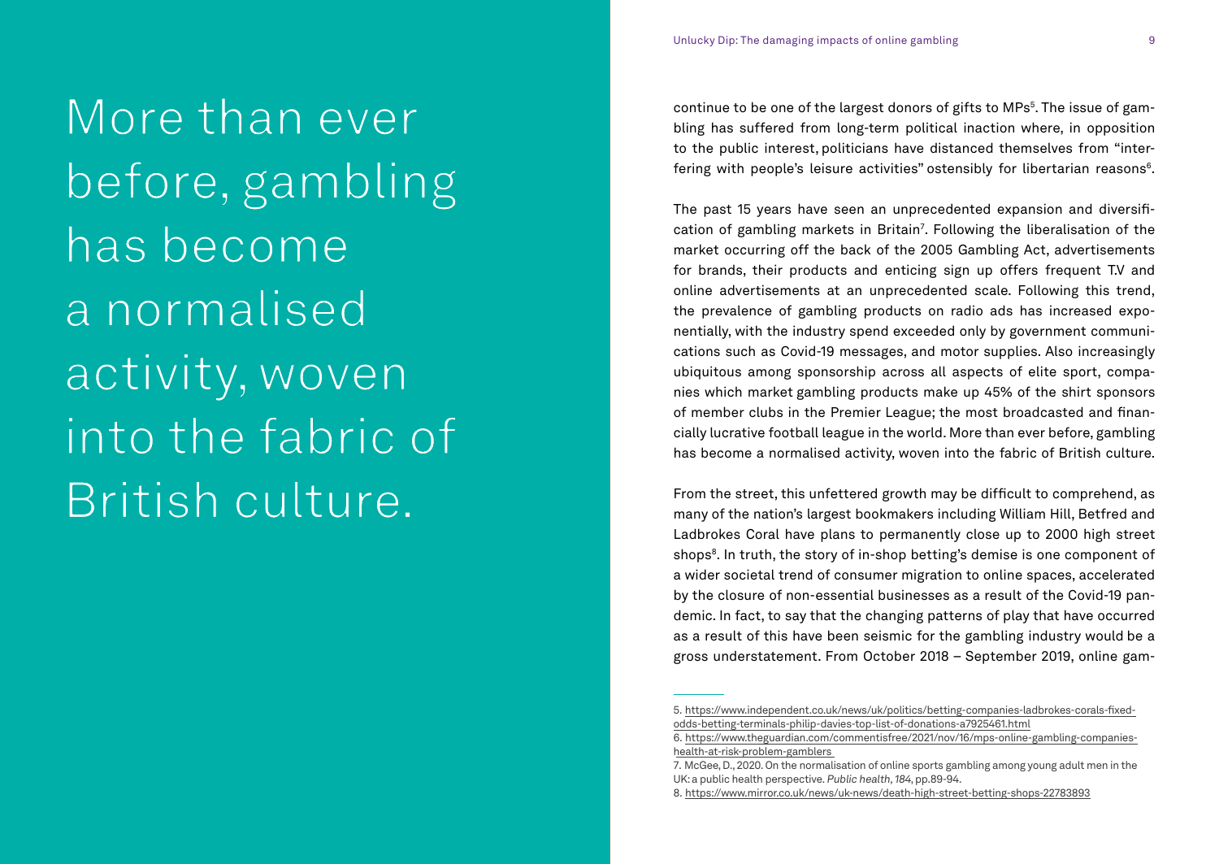More than ever before, gambling has become a normalised activity, woven into the fabric of British culture.

continue to be one of the largest donors of gifts to MPs[5]. The issue of gambling has suffered from long-term political inaction where, in opposition to the public interest, politicians have distanced themselves from "interfering with people's leisure activities" ostensibly for libertarian reasons[6].

The past 15 years have seen an unprecedented expansion and diversification of gambling markets in Britain[7]. Following the liberalisation of the market occurring off the back of the 2005 Gambling Act, advertisements for brands, their products and enticing sign up offers frequent T.V and online advertisements at an unprecedented scale. Following this trend, the prevalence of gambling products on radio ads has increased exponentially, with the industry spend exceeded only by government communications such as Covid-19 messages, and motor supplies. Also increasingly ubiquitous among sponsorship across all aspects of elite sport, companies which market gambling products make up 45% of the shirt sponsors of member clubs in the Premier League; the most broadcasted and financially lucrative football league in the world. More than ever before, gambling has become a normalised activity, woven into the fabric of British culture.

From the street, this unfettered growth may be difficult to comprehend, as many of the nation's largest bookmakers including William Hill, Betfred and Ladbrokes Coral have plans to permanently close up to 2000 high street shops[8]. In truth, the story of in-shop betting's demise is one component of a wider societal trend of consumer migration to online spaces, accelerated by the closure of non-essential businesses as a result of the Covid-19 pandemic. In fact, to say that the changing patterns of play that have occurred as a result of this have been seismic for the gambling industry would be a gross understatement. From October 2018 – September 2019, online gam-

5. https://www.independent.co.uk/news/uk/politics/betting-companies-ladbrokes-corals-fixed-odds-betting-terminals-philip-davies-top-list-of-donations-a7925461.html

6. https://www.theguardian.com/commentisfree/2021/nov/16/mps-online-gambling-companies-health-at-risk-problem-gamblers

7. McGee, D., 2020. On the normalisation of online sports gambling among young adult men in the UK: a public health perspective. *Public health*, *184*, pp.89-94.

8. https://www.mirror.co.uk/news/uk-news/death-high-street-betting-shops-22783893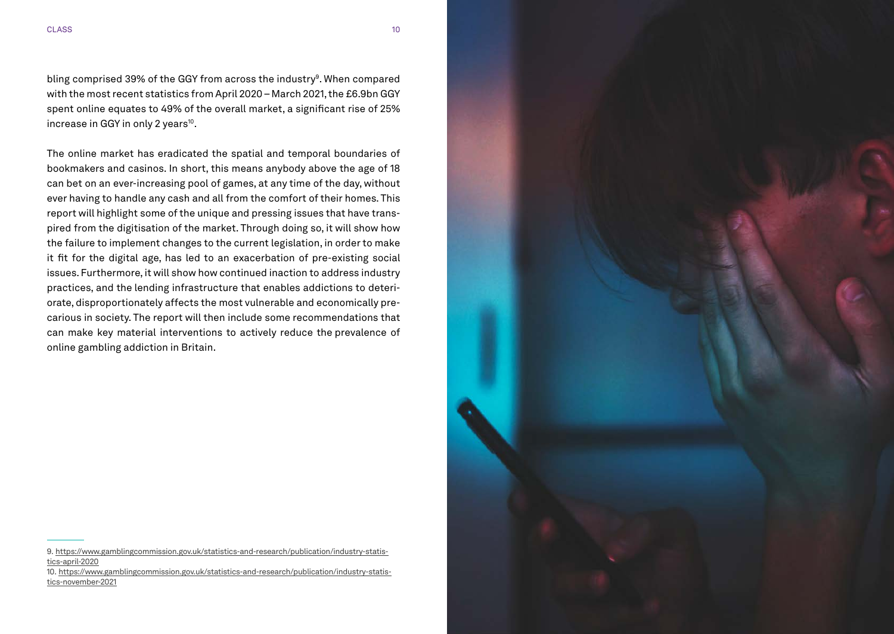bling comprised 39% of the GGY from across the industry[9]. When compared with the most recent statistics from April 2020 – March 2021, the £6.9bn GGY spent online equates to 49% of the overall market, a significant rise of 25% increase in GGY in only 2 years[10].

The online market has eradicated the spatial and temporal boundaries of bookmakers and casinos. In short, this means anybody above the age of 18 can bet on an ever-increasing pool of games, at any time of the day, without ever having to handle any cash and all from the comfort of their homes. This report will highlight some of the unique and pressing issues that have transpired from the digitisation of the market. Through doing so, it will show how the failure to implement changes to the current legislation, in order to make it fit for the digital age, has led to an exacerbation of pre-existing social issues. Furthermore, it will show how continued inaction to address industry practices, and the lending infrastructure that enables addictions to deteriorate, disproportionately affects the most vulnerable and economically precarious in society. The report will then include some recommendations that can make key material interventions to actively reduce the prevalence of online gambling addiction in Britain.

---

9. https://www.gamblingcommission.gov.uk/statistics-and-research/publication/industry-statistics-april-2020

10. https://www.gamblingcommission.gov.uk/statistics-and-research/publication/industry-statistics-november-2021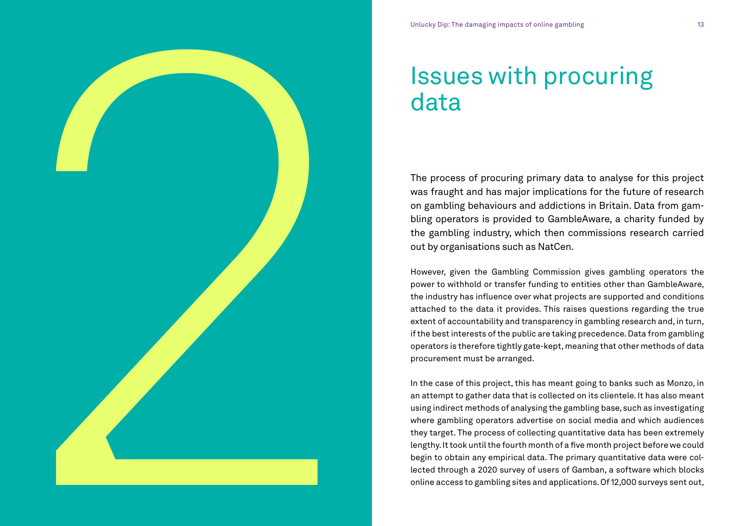# Issues with procuring data

The process of procuring primary data to analyse for this project was fraught and has major implications for the future of research on gambling behaviours and addictions in Britain. Data from gambling operators is provided to GambleAware, a charity funded by the gambling industry, which then commissions research carried out by organisations such as NatCen.

However, given the Gambling Commission gives gambling operators the power to withhold or transfer funding to entities other than GambleAware, the industry has influence over what projects are supported and conditions attached to the data it provides. This raises questions regarding the true extent of accountability and transparency in gambling research and, in turn, if the best interests of the public are taking precedence. Data from gambling operators is therefore tightly gate-kept, meaning that other methods of data procurement must be arranged.

In the case of this project, this has meant going to banks such as Monzo, in an attempt to gather data that is collected on its clientele. It has also meant using indirect methods of analysing the gambling base, such as investigating where gambling operators advertise on social media and which audiences they target. The process of collecting quantitative data has been extremely lengthy. It took until the fourth month of a five month project before we could begin to obtain any empirical data. The primary quantitative data were collected through a 2020 survey of users of Gamban, a software which blocks online access to gambling sites and applications. Of 12,000 surveys sent out,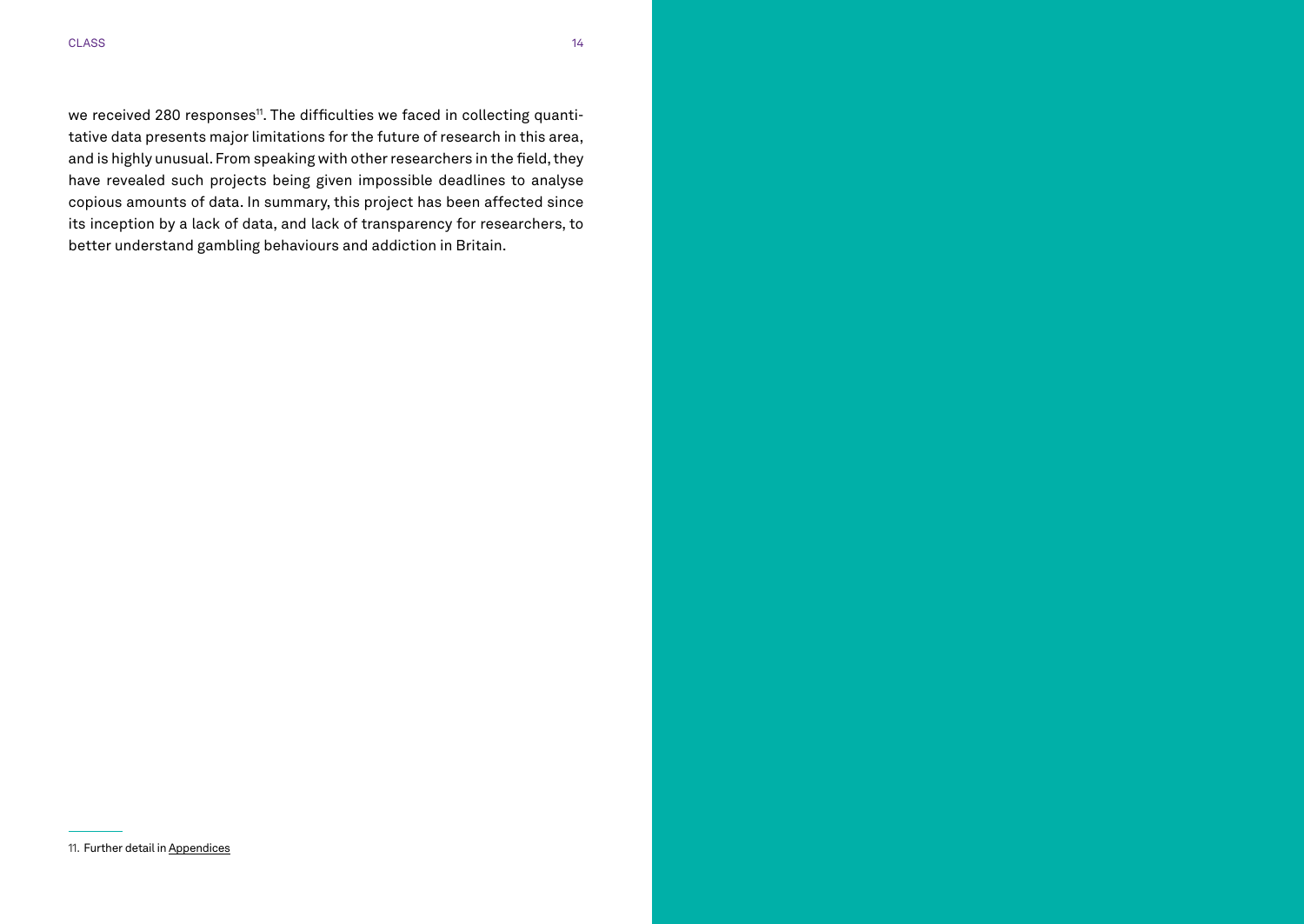we received 280 responses[11]. The difficulties we faced in collecting quantitative data presents major limitations for the future of research in this area, and is highly unusual. From speaking with other researchers in the field, they have revealed such projects being given impossible deadlines to analyse copious amounts of data. In summary, this project has been affected since its inception by a lack of data, and lack of transparency for researchers, to better understand gambling behaviours and addiction in Britain.

---

11. Further detail in Appendices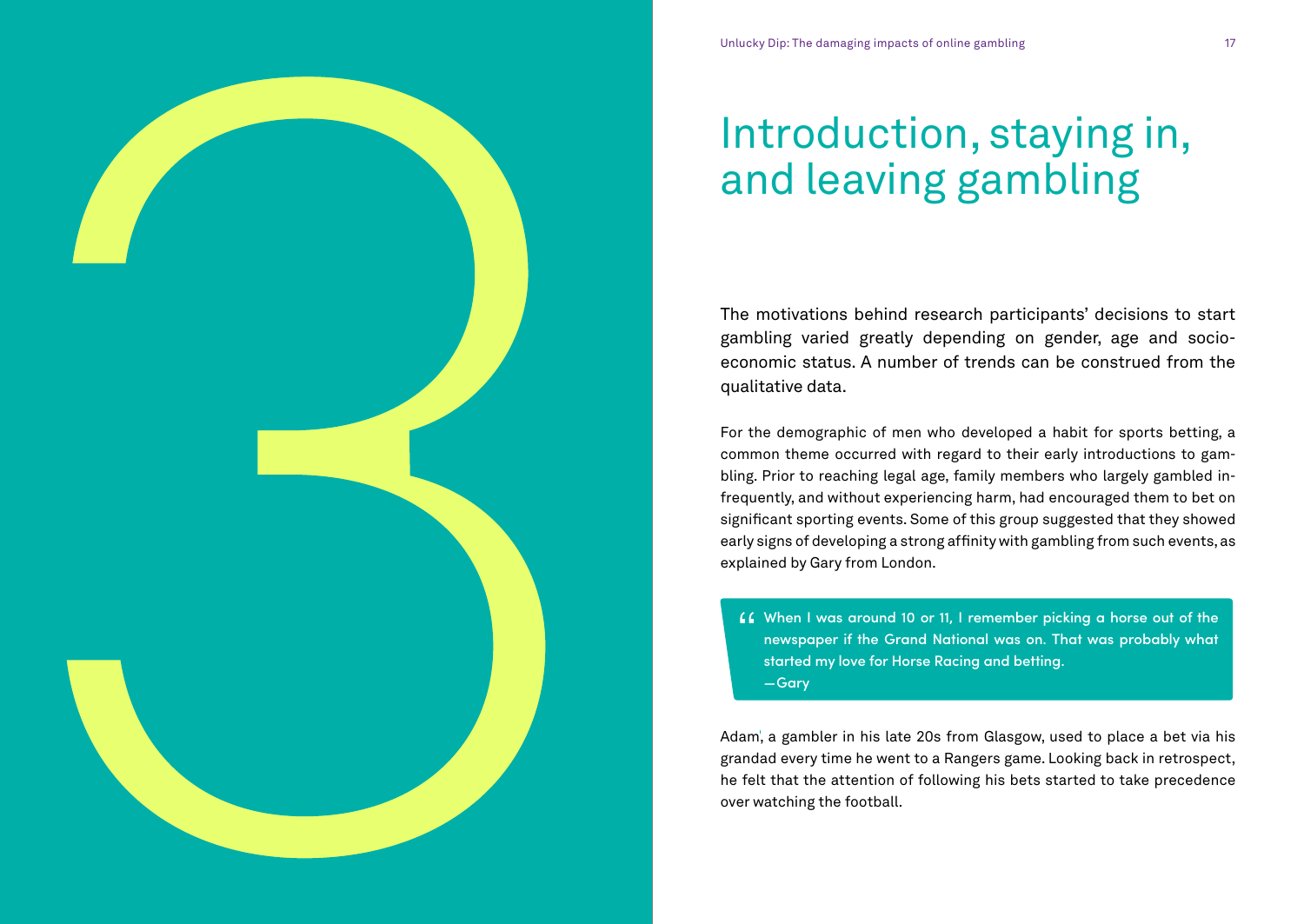# 3

# Introduction, staying in, and leaving gambling

The motivations behind research participants' decisions to start gambling varied greatly depending on gender, age and socio-economic status. A number of trends can be construed from the qualitative data.

For the demographic of men who developed a habit for sports betting, a common theme occurred with regard to their early introductions to gambling. Prior to reaching legal age, family members who largely gambled infrequently, and without experiencing harm, had encouraged them to bet on significant sporting events. Some of this group suggested that they showed early signs of developing a strong affinity with gambling from such events, as explained by Gary from London.

> "When I was around 10 or 11, I remember picking a horse out of the newspaper if the Grand National was on. That was probably what started my love for Horse Racing and betting.
> —Gary

Adam[i], a gambler in his late 20s from Glasgow, used to place a bet via his grandad every time he went to a Rangers game. Looking back in retrospect, he felt that the attention of following his bets started to take precedence over watching the football.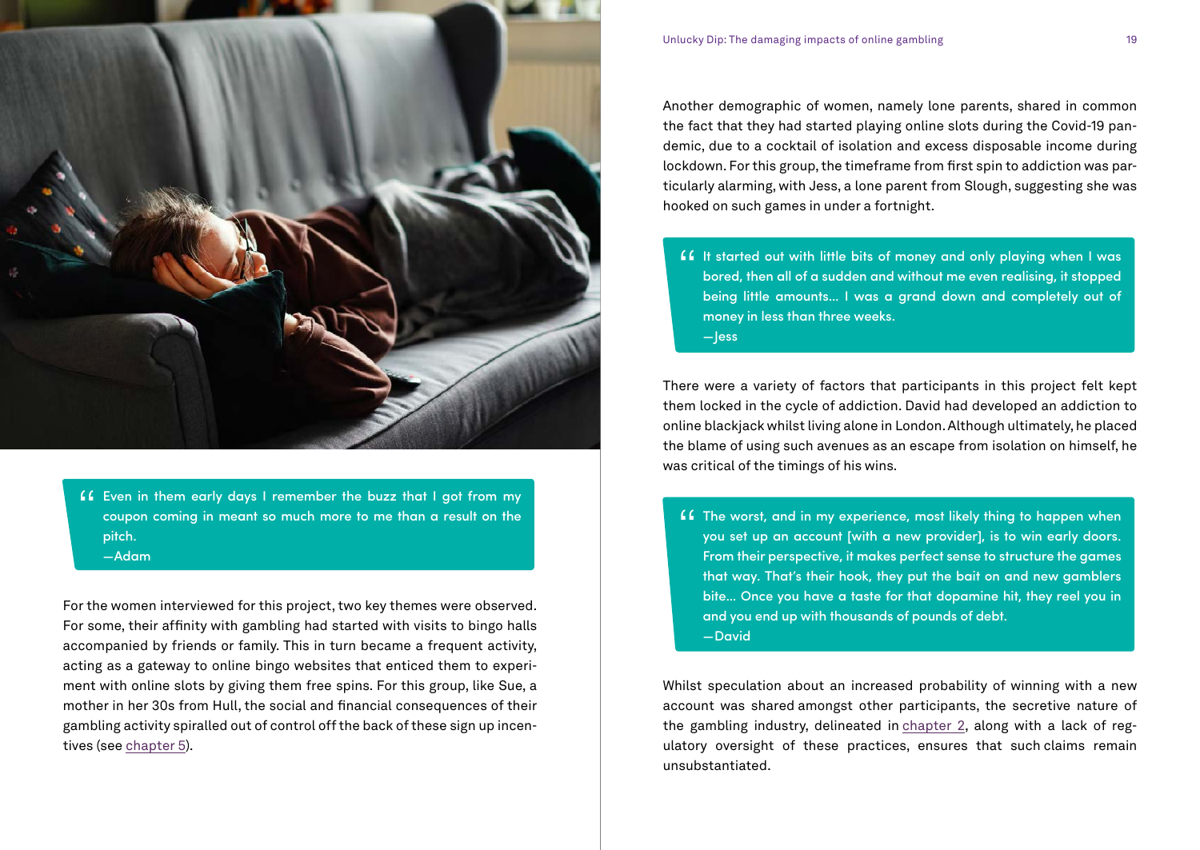> Even in them early days I remember the buzz that I got from my coupon coming in meant so much more to me than a result on the pitch.
> —Adam

For the women interviewed for this project, two key themes were observed. For some, their affinity with gambling had started with visits to bingo halls accompanied by friends or family. This in turn became a frequent activity, acting as a gateway to online bingo websites that enticed them to experiment with online slots by giving them free spins. For this group, like Sue, a mother in her 30s from Hull, the social and financial consequences of their gambling activity spiralled out of control off the back of these sign up incentives (see chapter 5).

Another demographic of women, namely lone parents, shared in common the fact that they had started playing online slots during the Covid-19 pandemic, due to a cocktail of isolation and excess disposable income during lockdown. For this group, the timeframe from first spin to addiction was particularly alarming, with Jess, a lone parent from Slough, suggesting she was hooked on such games in under a fortnight.

> It started out with little bits of money and only playing when I was bored, then all of a sudden and without me even realising, it stopped being little amounts… I was a grand down and completely out of money in less than three weeks.
> —Jess

There were a variety of factors that participants in this project felt kept them locked in the cycle of addiction. David had developed an addiction to online blackjack whilst living alone in London. Although ultimately, he placed the blame of using such avenues as an escape from isolation on himself, he was critical of the timings of his wins.

> The worst, and in my experience, most likely thing to happen when you set up an account [with a new provider], is to win early doors. From their perspective, it makes perfect sense to structure the games that way. That's their hook, they put the bait on and new gamblers bite… Once you have a taste for that dopamine hit, they reel you in and you end up with thousands of pounds of debt.
> —David

Whilst speculation about an increased probability of winning with a new account was shared amongst other participants, the secretive nature of the gambling industry, delineated in chapter 2, along with a lack of regulatory oversight of these practices, ensures that such claims remain unsubstantiated.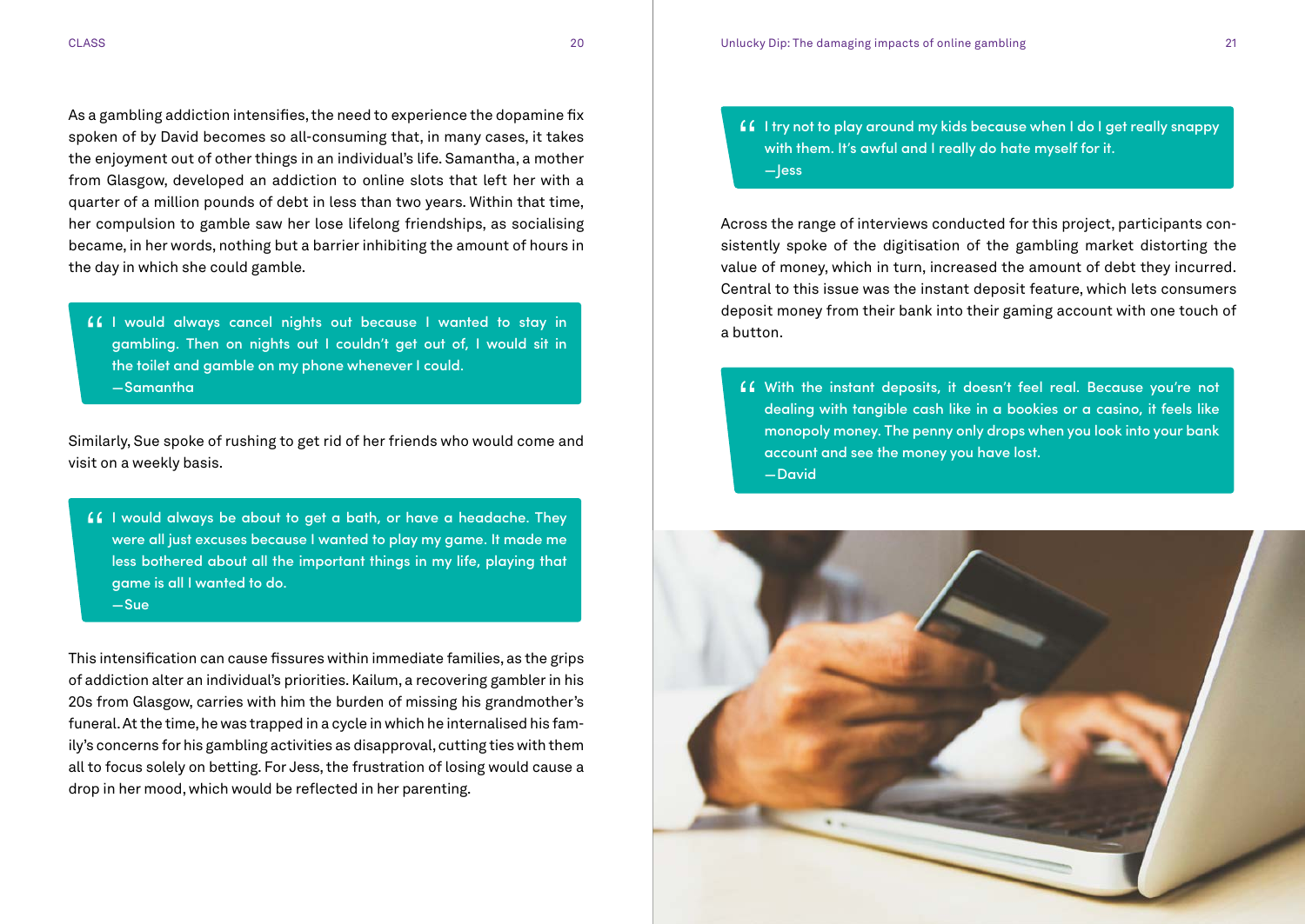As a gambling addiction intensifies, the need to experience the dopamine fix spoken of by David becomes so all-consuming that, in many cases, it takes the enjoyment out of other things in an individual's life. Samantha, a mother from Glasgow, developed an addiction to online slots that left her with a quarter of a million pounds of debt in less than two years. Within that time, her compulsion to gamble saw her lose lifelong friendships, as socialising became, in her words, nothing but a barrier inhibiting the amount of hours in the day in which she could gamble.

> "I would always cancel nights out because I wanted to stay in gambling. Then on nights out I couldn't get out of, I would sit in the toilet and gamble on my phone whenever I could.
> —Samantha

Similarly, Sue spoke of rushing to get rid of her friends who would come and visit on a weekly basis.

> "I would always be about to get a bath, or have a headache. They were all just excuses because I wanted to play my game. It made me less bothered about all the important things in my life, playing that game is all I wanted to do.
> —Sue

This intensification can cause fissures within immediate families, as the grips of addiction alter an individual's priorities. Kailum, a recovering gambler in his 20s from Glasgow, carries with him the burden of missing his grandmother's funeral. At the time, he was trapped in a cycle in which he internalised his family's concerns for his gambling activities as disapproval, cutting ties with them all to focus solely on betting. For Jess, the frustration of losing would cause a drop in her mood, which would be reflected in her parenting.

> "I try not to play around my kids because when I do I get really snappy with them. It's awful and I really do hate myself for it.
> —Jess

Across the range of interviews conducted for this project, participants consistently spoke of the digitisation of the gambling market distorting the value of money, which in turn, increased the amount of debt they incurred. Central to this issue was the instant deposit feature, which lets consumers deposit money from their bank into their gaming account with one touch of a button.

> "With the instant deposits, it doesn't feel real. Because you're not dealing with tangible cash like in a bookies or a casino, it feels like monopoly money. The penny only drops when you look into your bank account and see the money you have lost.
> —David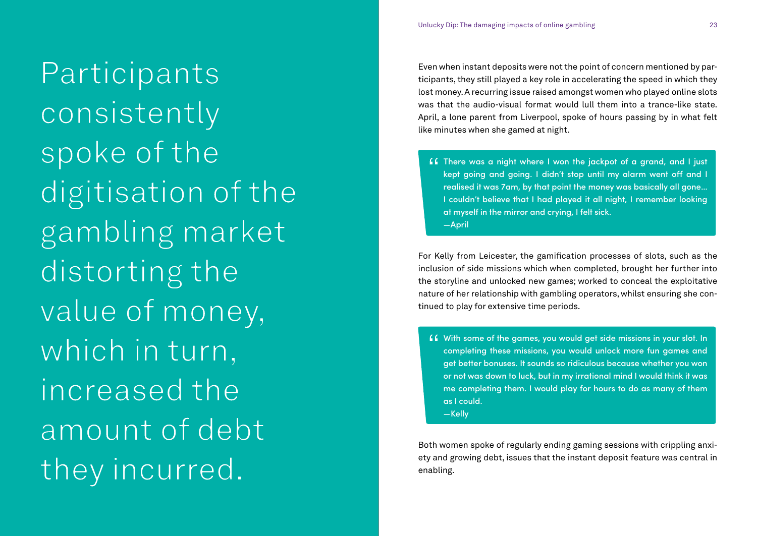Participants consistently spoke of the digitisation of the gambling market distorting the value of money, which in turn, increased the amount of debt they incurred.

Even when instant deposits were not the point of concern mentioned by participants, they still played a key role in accelerating the speed in which they lost money. A recurring issue raised amongst women who played online slots was that the audio-visual format would lull them into a trance-like state. April, a lone parent from Liverpool, spoke of hours passing by in what felt like minutes when she gamed at night.

> "There was a night where I won the jackpot of a grand, and I just kept going and going. I didn't stop until my alarm went off and I realised it was 7am, by that point the money was basically all gone... I couldn't believe that I had played it all night, I remember looking at myself in the mirror and crying, I felt sick.
> —April

For Kelly from Leicester, the gamification processes of slots, such as the inclusion of side missions which when completed, brought her further into the storyline and unlocked new games; worked to conceal the exploitative nature of her relationship with gambling operators, whilst ensuring she continued to play for extensive time periods.

> "With some of the games, you would get side missions in your slot. In completing these missions, you would unlock more fun games and get better bonuses. It sounds so ridiculous because whether you won or not was down to luck, but in my irrational mind I would think it was me completing them. I would play for hours to do as many of them as I could.
> —Kelly

Both women spoke of regularly ending gaming sessions with crippling anxiety and growing debt, issues that the instant deposit feature was central in enabling.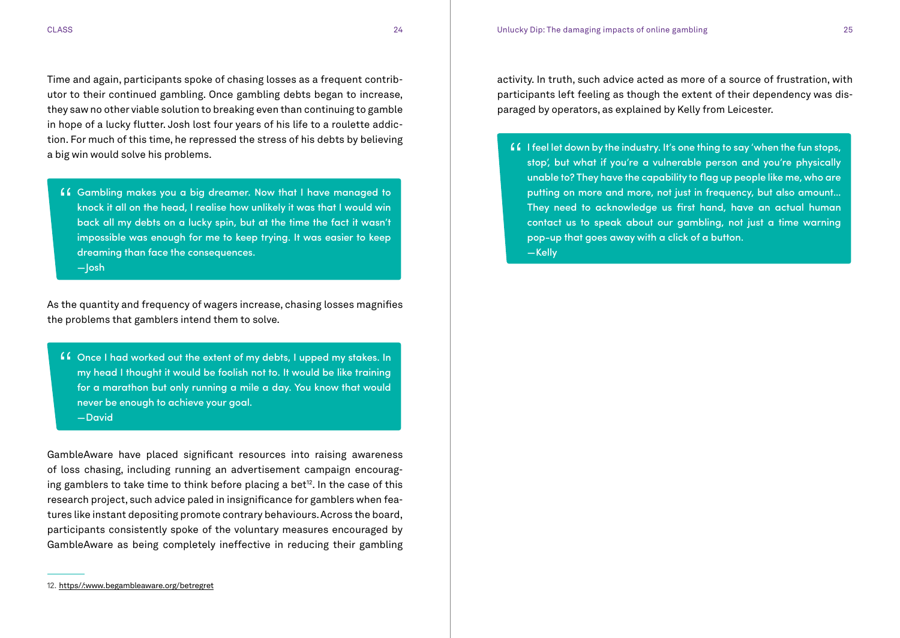Time and again, participants spoke of chasing losses as a frequent contributor to their continued gambling. Once gambling debts began to increase, they saw no other viable solution to breaking even than continuing to gamble in hope of a lucky flutter. Josh lost four years of his life to a roulette addiction. For much of this time, he repressed the stress of his debts by believing a big win would solve his problems.

> “ Gambling makes you a big dreamer. Now that I have managed to knock it all on the head, I realise how unlikely it was that I would win back all my debts on a lucky spin, but at the time the fact it wasn't impossible was enough for me to keep trying. It was easier to keep dreaming than face the consequences.
> —Josh

As the quantity and frequency of wagers increase, chasing losses magnifies the problems that gamblers intend them to solve.

> “ Once I had worked out the extent of my debts, I upped my stakes. In my head I thought it would be foolish not to. It would be like training for a marathon but only running a mile a day. You know that would never be enough to achieve your goal.
> —David

GambleAware have placed significant resources into raising awareness of loss chasing, including running an advertisement campaign encouraging gamblers to take time to think before placing a bet[12]. In the case of this research project, such advice paled in insignificance for gamblers when features like instant depositing promote contrary behaviours. Across the board, participants consistently spoke of the voluntary measures encouraged by GambleAware as being completely ineffective in reducing their gambling activity. In truth, such advice acted as more of a source of frustration, with participants left feeling as though the extent of their dependency was disparaged by operators, as explained by Kelly from Leicester.

> “ I feel let down by the industry. It's one thing to say 'when the fun stops, stop', but what if you're a vulnerable person and you're physically unable to? They have the capability to flag up people like me, who are putting on more and more, not just in frequency, but also amount... They need to acknowledge us first hand, have an actual human contact us to speak about our gambling, not just a time warning pop-up that goes away with a click of a button.
> —Kelly

12. https//:www.begambleaware.org/betregret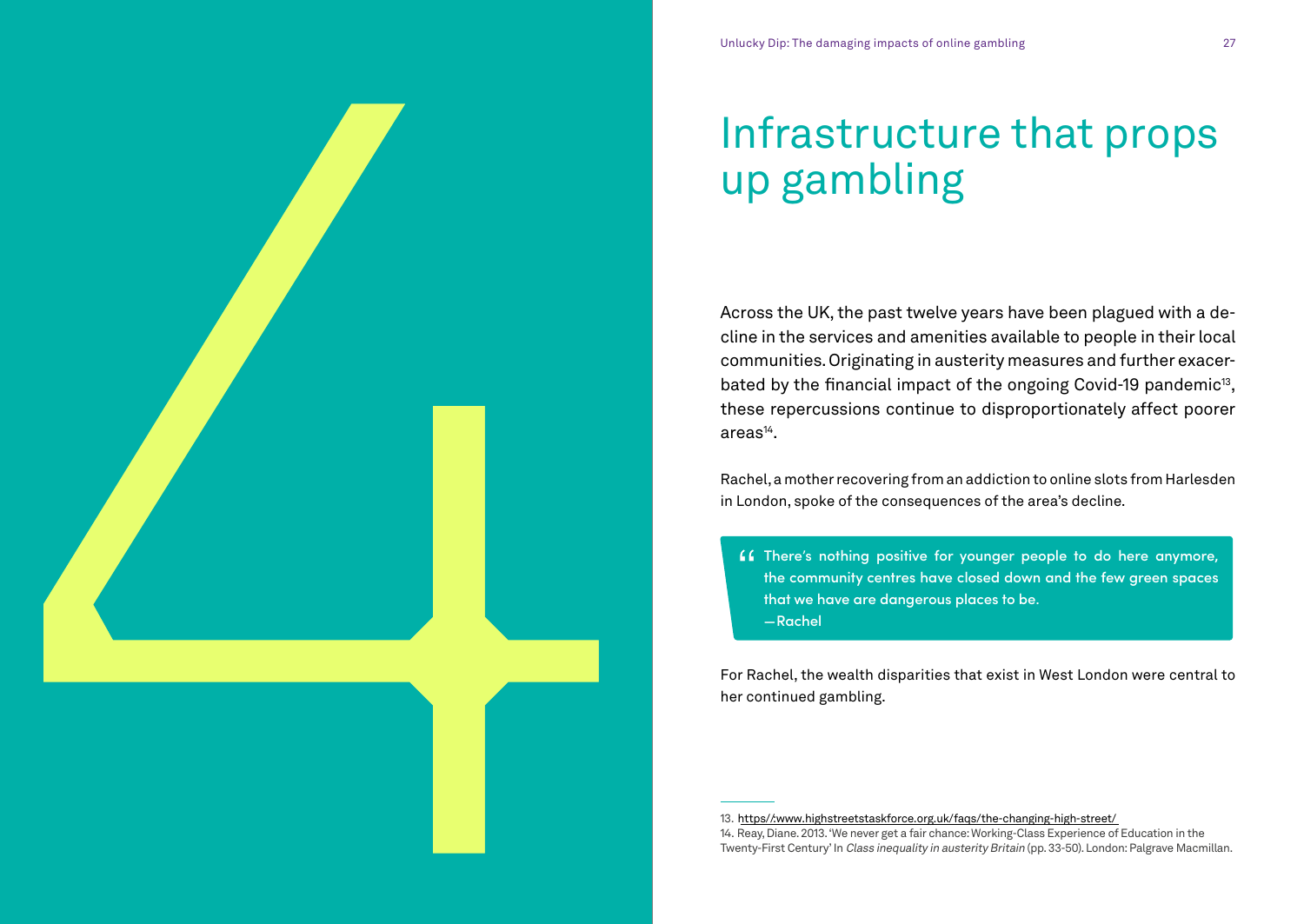# 4

# Infrastructure that props up gambling

Across the UK, the past twelve years have been plagued with a decline in the services and amenities available to people in their local communities. Originating in austerity measures and further exacerbated by the financial impact of the ongoing Covid-19 pandemic[13], these repercussions continue to disproportionately affect poorer areas[14].

Rachel, a mother recovering from an addiction to online slots from Harlesden in London, spoke of the consequences of the area's decline.

> "There's nothing positive for younger people to do here anymore, the community centres have closed down and the few green spaces that we have are dangerous places to be.
> —Rachel

For Rachel, the wealth disparities that exist in West London were central to her continued gambling.

---

13. https//:www.highstreetstaskforce.org.uk/faqs/the-changing-high-street/

14. Reay, Diane. 2013. 'We never get a fair chance: Working-Class Experience of Education in the Twenty-First Century' In *Class inequality in austerity Britain* (pp. 33-50). London: Palgrave Macmillan.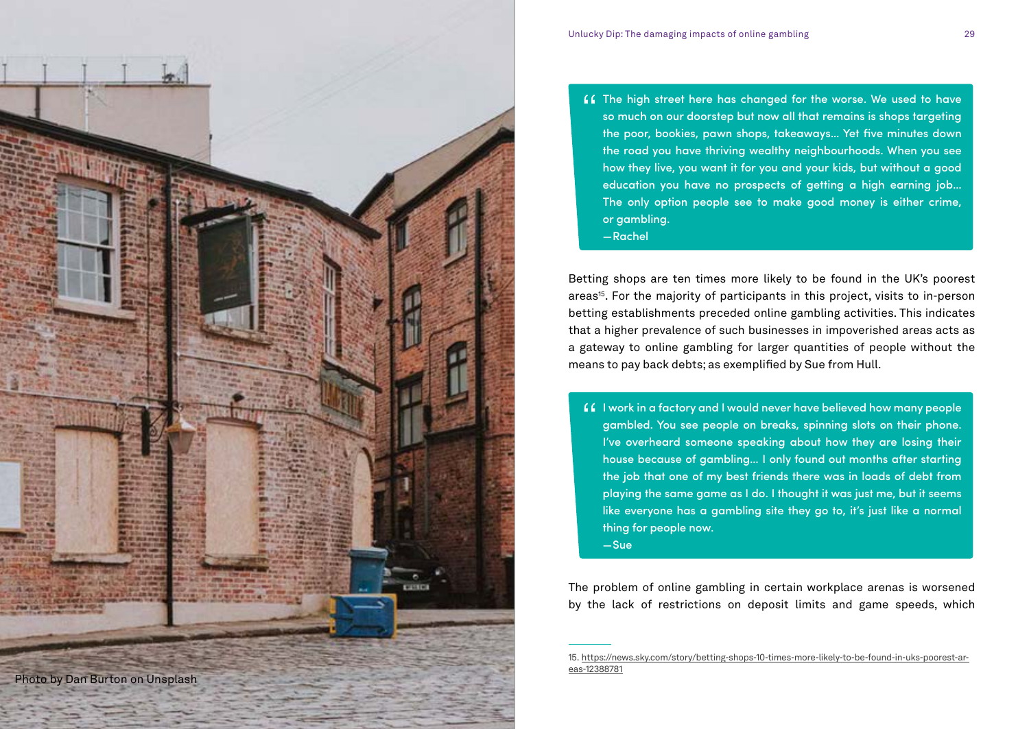Photo by Dan Burton on Unsplash

> The high street here has changed for the worse. We used to have so much on our doorstep but now all that remains is shops targeting the poor, bookies, pawn shops, takeaways… Yet five minutes down the road you have thriving wealthy neighbourhoods. When you see how they live, you want it for you and your kids, but without a good education you have no prospects of getting a high earning job… The only option people see to make good money is either crime, or gambling.
> —Rachel

Betting shops are ten times more likely to be found in the UK's poorest areas[15]. For the majority of participants in this project, visits to in-person betting establishments preceded online gambling activities. This indicates that a higher prevalence of such businesses in impoverished areas acts as a gateway to online gambling for larger quantities of people without the means to pay back debts; as exemplified by Sue from Hull.

> I work in a factory and I would never have believed how many people gambled. You see people on breaks, spinning slots on their phone. I've overheard someone speaking about how they are losing their house because of gambling… I only found out months after starting the job that one of my best friends there was in loads of debt from playing the same game as I do. I thought it was just me, but it seems like everyone has a gambling site they go to, it's just like a normal thing for people now.
> —Sue

The problem of online gambling in certain workplace arenas is worsened by the lack of restrictions on deposit limits and game speeds, which

15. https://news.sky.com/story/betting-shops-10-times-more-likely-to-be-found-in-uks-poorest-areas-12388781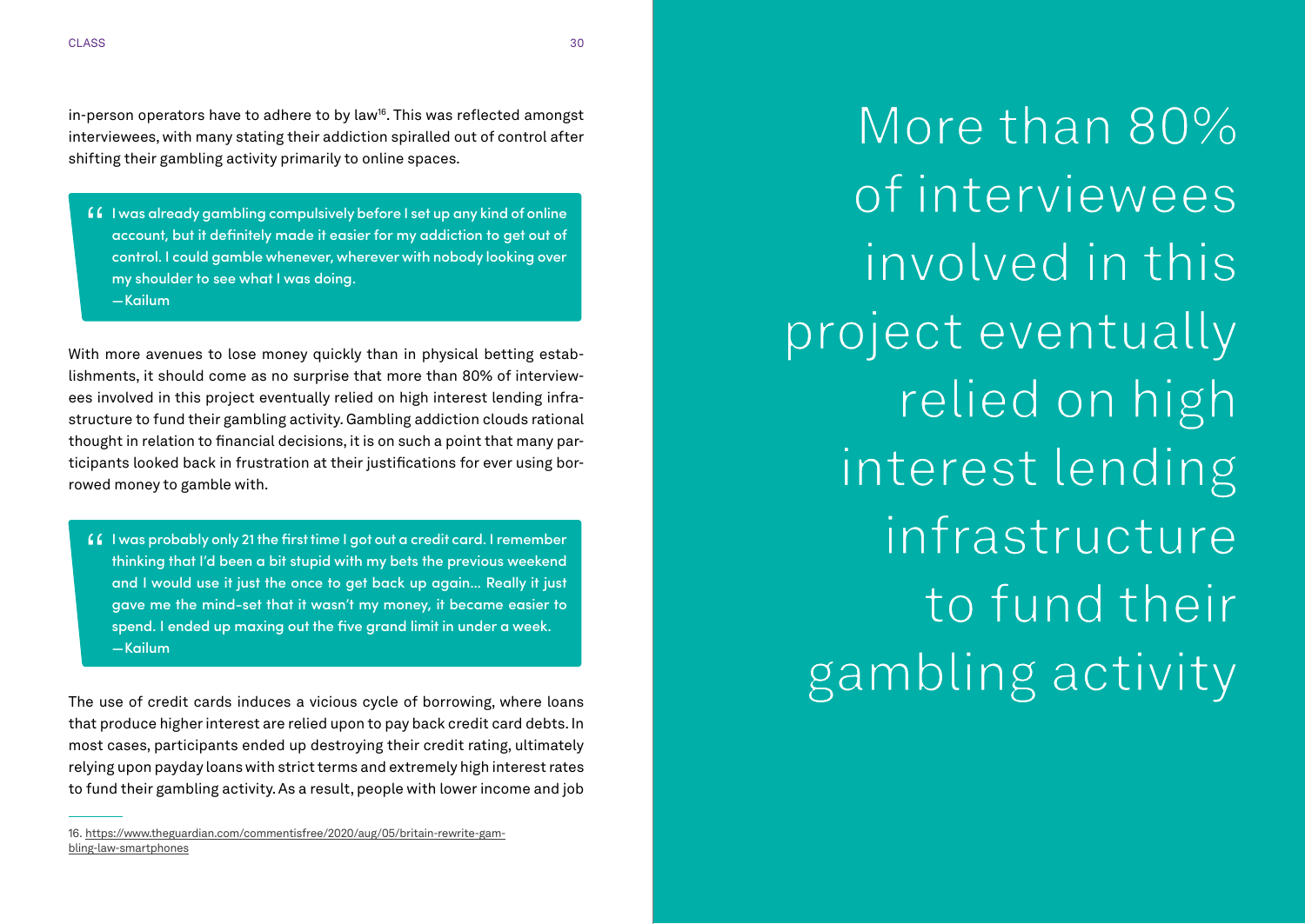in-person operators have to adhere to by law[16]. This was reflected amongst interviewees, with many stating their addiction spiralled out of control after shifting their gambling activity primarily to online spaces.

> "I was already gambling compulsively before I set up any kind of online account, but it definitely made it easier for my addiction to get out of control. I could gamble whenever, wherever with nobody looking over my shoulder to see what I was doing.
> —Kailum

With more avenues to lose money quickly than in physical betting establishments, it should come as no surprise that more than 80% of interviewees involved in this project eventually relied on high interest lending infrastructure to fund their gambling activity. Gambling addiction clouds rational thought in relation to financial decisions, it is on such a point that many participants looked back in frustration at their justifications for ever using borrowed money to gamble with.

> "I was probably only 21 the first time I got out a credit card. I remember thinking that I'd been a bit stupid with my bets the previous weekend and I would use it just the once to get back up again... Really it just gave me the mind-set that it wasn't my money, it became easier to spend. I ended up maxing out the five grand limit in under a week.
> —Kailum

The use of credit cards induces a vicious cycle of borrowing, where loans that produce higher interest are relied upon to pay back credit card debts. In most cases, participants ended up destroying their credit rating, ultimately relying upon payday loans with strict terms and extremely high interest rates to fund their gambling activity. As a result, people with lower income and job

16. https://www.theguardian.com/commentisfree/2020/aug/05/britain-rewrite-gambling-law-smartphones

More than 80% of interviewees involved in this project eventually relied on high interest lending infrastructure to fund their gambling activity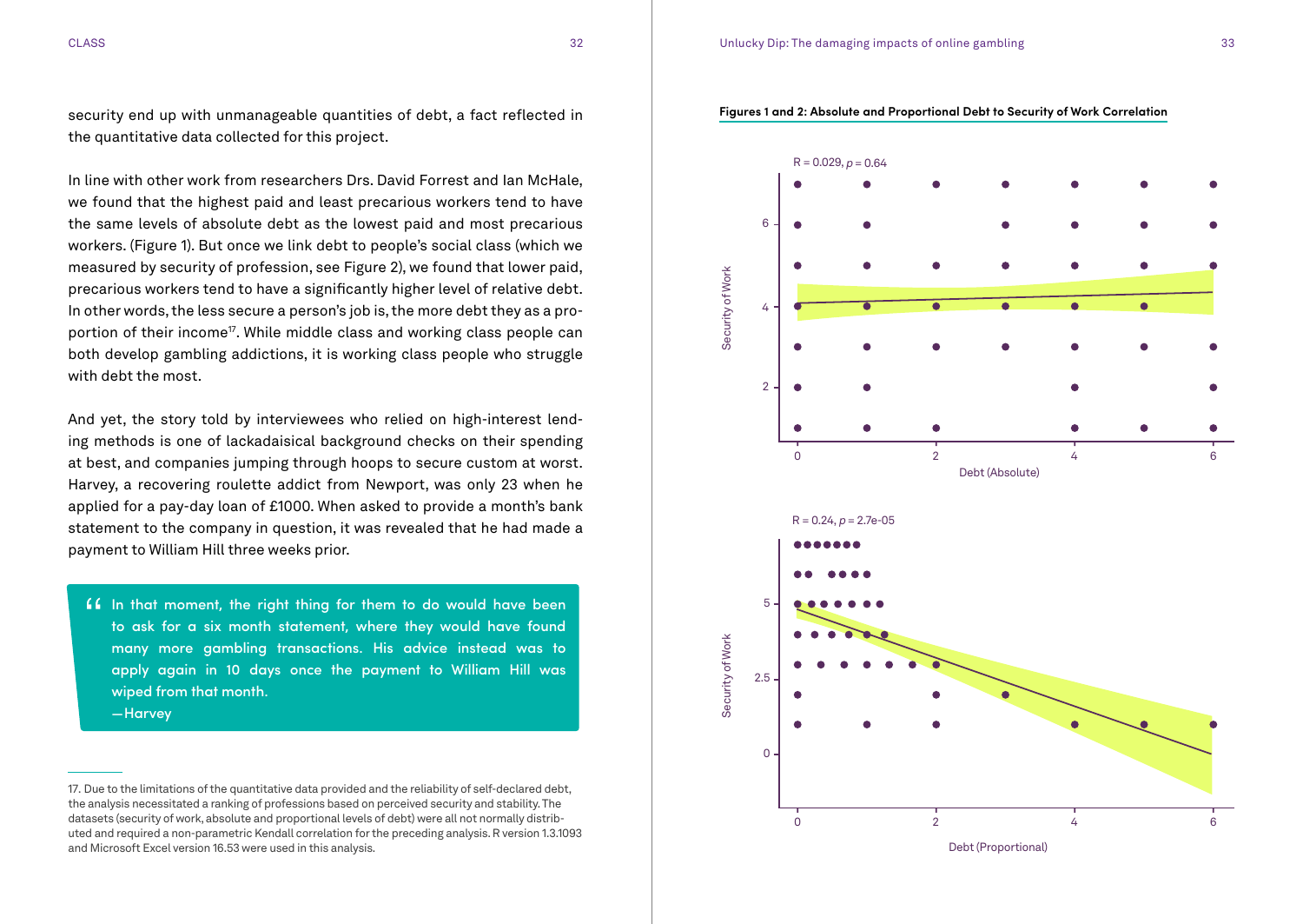security end up with unmanageable quantities of debt, a fact reflected in the quantitative data collected for this project.

In line with other work from researchers Drs. David Forrest and Ian McHale, we found that the highest paid and least precarious workers tend to have the same levels of absolute debt as the lowest paid and most precarious workers. (Figure 1). But once we link debt to people's social class (which we measured by security of profession, see Figure 2), we found that lower paid, precarious workers tend to have a significantly higher level of relative debt. In other words, the less secure a person's job is, the more debt they as a proportion of their income[17]. While middle class and working class people can both develop gambling addictions, it is working class people who struggle with debt the most.

And yet, the story told by interviewees who relied on high-interest lending methods is one of lackadaisical background checks on their spending at best, and companies jumping through hoops to secure custom at worst. Harvey, a recovering roulette addict from Newport, was only 23 when he applied for a pay-day loan of £1000. When asked to provide a month's bank statement to the company in question, it was revealed that he had made a payment to William Hill three weeks prior.

> In that moment, the right thing for them to do would have been to ask for a six month statement, where they would have found many more gambling transactions. His advice instead was to apply again in 10 days once the payment to William Hill was wiped from that month.
> —Harvey

17. Due to the limitations of the quantitative data provided and the reliability of self-declared debt, the analysis necessitated a ranking of professions based on perceived security and stability. The datasets (security of work, absolute and proportional levels of debt) were all not normally distributed and required a non-parametric Kendall correlation for the preceding analysis. R version 1.3.1093 and Microsoft Excel version 16.53 were used in this analysis.

**Figures 1 and 2: Absolute and Proportional Debt to Security of Work Correlation**

R = 0.029, $p$ = 0.64

Security of Work

6
4
2

0 2 4 6

Debt (Absolute)

R = 0.24, $p$ = 2.7e-05

Security of Work

5
2.5
0

0 2 4 6

Debt (Proportional)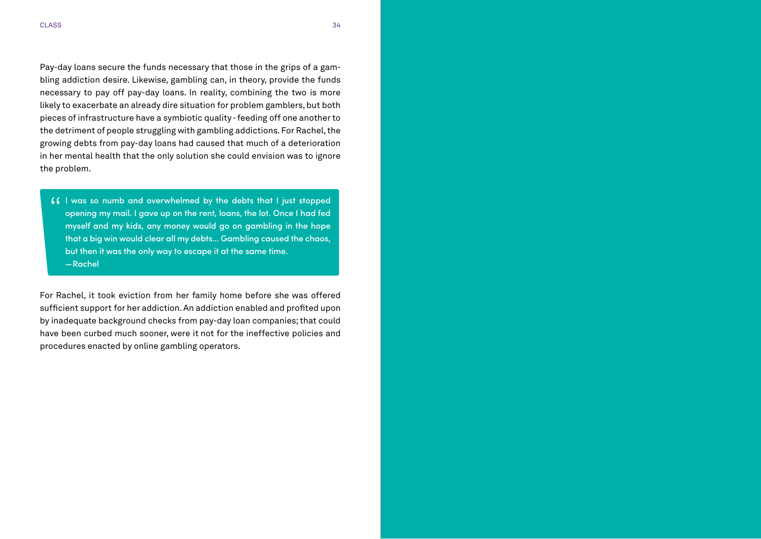Pay-day loans secure the funds necessary that those in the grips of a gambling addiction desire. Likewise, gambling can, in theory, provide the funds necessary to pay off pay-day loans. In reality, combining the two is more likely to exacerbate an already dire situation for problem gamblers, but both pieces of infrastructure have a symbiotic quality - feeding off one another to the detriment of people struggling with gambling addictions. For Rachel, the growing debts from pay-day loans had caused that much of a deterioration in her mental health that the only solution she could envision was to ignore the problem.

> “I was so numb and overwhelmed by the debts that I just stopped opening my mail. I gave up on the rent, loans, the lot. Once I had fed myself and my kids, any money would go on gambling in the hope that a big win would clear all my debts... Gambling caused the chaos, but then it was the only way to escape it at the same time.
> —Rachel

For Rachel, it took eviction from her family home before she was offered sufficient support for her addiction. An addiction enabled and profited upon by inadequate background checks from pay-day loan companies; that could have been curbed much sooner, were it not for the ineffective policies and procedures enacted by online gambling operators.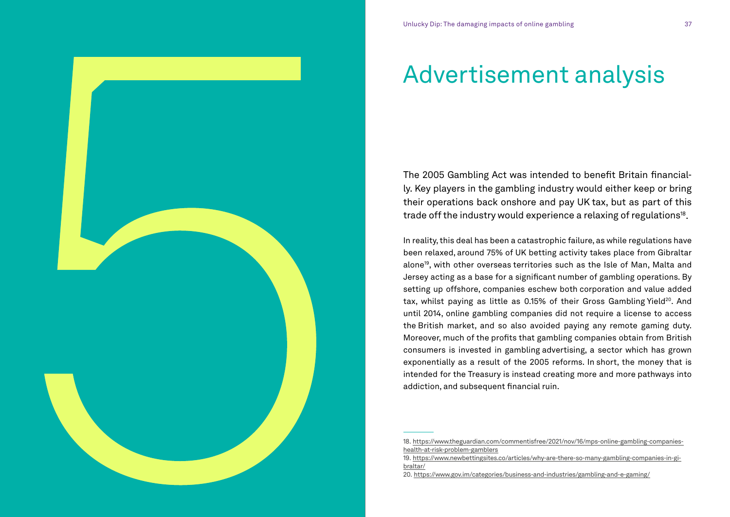# 5

# Advertisement analysis

The 2005 Gambling Act was intended to benefit Britain financially. Key players in the gambling industry would either keep or bring their operations back onshore and pay UK tax, but as part of this trade off the industry would experience a relaxing of regulations[18].

In reality, this deal has been a catastrophic failure, as while regulations have been relaxed, around 75% of UK betting activity takes place from Gibraltar alone[19], with other overseas territories such as the Isle of Man, Malta and Jersey acting as a base for a significant number of gambling operations. By setting up offshore, companies eschew both corporation and value added tax, whilst paying as little as 0.15% of their Gross Gambling Yield[20]. And until 2014, online gambling companies did not require a license to access the British market, and so also avoided paying any remote gaming duty. Moreover, much of the profits that gambling companies obtain from British consumers is invested in gambling advertising, a sector which has grown exponentially as a result of the 2005 reforms. In short, the money that is intended for the Treasury is instead creating more and more pathways into addiction, and subsequent financial ruin.

---

18. https://www.theguardian.com/commentisfree/2021/nov/16/mps-online-gambling-companies-health-at-risk-problem-gamblers
19. https://www.newbettingsites.co/articles/why-are-there-so-many-gambling-companies-in-gibraltar/
20. https://www.gov.im/categories/business-and-industries/gambling-and-e-gaming/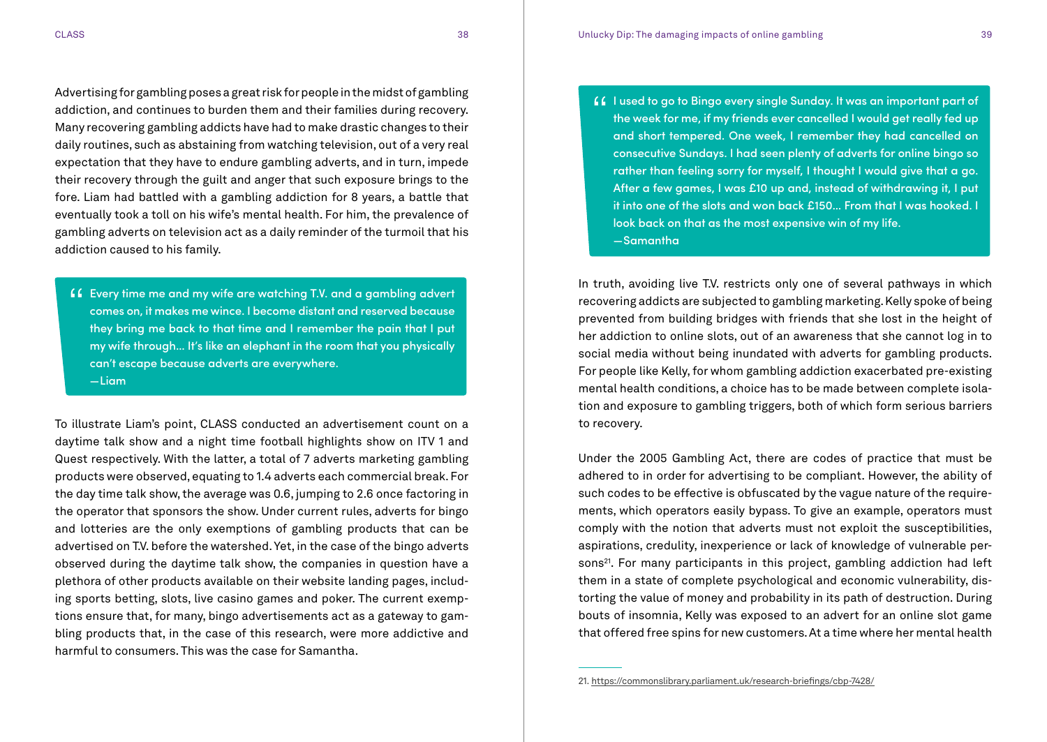Advertising for gambling poses a great risk for people in the midst of gambling addiction, and continues to burden them and their families during recovery. Many recovering gambling addicts have had to make drastic changes to their daily routines, such as abstaining from watching television, out of a very real expectation that they have to endure gambling adverts, and in turn, impede their recovery through the guilt and anger that such exposure brings to the fore. Liam had battled with a gambling addiction for 8 years, a battle that eventually took a toll on his wife's mental health. For him, the prevalence of gambling adverts on television act as a daily reminder of the turmoil that his addiction caused to his family.

> "Every time me and my wife are watching T.V. and a gambling advert comes on, it makes me wince. I become distant and reserved because they bring me back to that time and I remember the pain that I put my wife through… It's like an elephant in the room that you physically can't escape because adverts are everywhere.
> —Liam

To illustrate Liam's point, CLASS conducted an advertisement count on a daytime talk show and a night time football highlights show on ITV 1 and Quest respectively. With the latter, a total of 7 adverts marketing gambling products were observed, equating to 1.4 adverts each commercial break. For the day time talk show, the average was 0.6, jumping to 2.6 once factoring in the operator that sponsors the show. Under current rules, adverts for bingo and lotteries are the only exemptions of gambling products that can be advertised on T.V. before the watershed. Yet, in the case of the bingo adverts observed during the daytime talk show, the companies in question have a plethora of other products available on their website landing pages, including sports betting, slots, live casino games and poker. The current exemptions ensure that, for many, bingo advertisements act as a gateway to gambling products that, in the case of this research, were more addictive and harmful to consumers. This was the case for Samantha.

> "I used to go to Bingo every single Sunday. It was an important part of the week for me, if my friends ever cancelled I would get really fed up and short tempered. One week, I remember they had cancelled on consecutive Sundays. I had seen plenty of adverts for online bingo so rather than feeling sorry for myself, I thought I would give that a go. After a few games, I was £10 up and, instead of withdrawing it, I put it into one of the slots and won back £150… From that I was hooked. I look back on that as the most expensive win of my life.
> —Samantha

In truth, avoiding live T.V. restricts only one of several pathways in which recovering addicts are subjected to gambling marketing. Kelly spoke of being prevented from building bridges with friends that she lost in the height of her addiction to online slots, out of an awareness that she cannot log in to social media without being inundated with adverts for gambling products. For people like Kelly, for whom gambling addiction exacerbated pre-existing mental health conditions, a choice has to be made between complete isolation and exposure to gambling triggers, both of which form serious barriers to recovery.

Under the 2005 Gambling Act, there are codes of practice that must be adhered to in order for advertising to be compliant. However, the ability of such codes to be effective is obfuscated by the vague nature of the requirements, which operators easily bypass. To give an example, operators must comply with the notion that adverts must not exploit the susceptibilities, aspirations, credulity, inexperience or lack of knowledge of vulnerable persons[21]. For many participants in this project, gambling addiction had left them in a state of complete psychological and economic vulnerability, distorting the value of money and probability in its path of destruction. During bouts of insomnia, Kelly was exposed to an advert for an online slot game that offered free spins for new customers. At a time where her mental health

21. https://commonslibrary.parliament.uk/research-briefings/cbp-7428/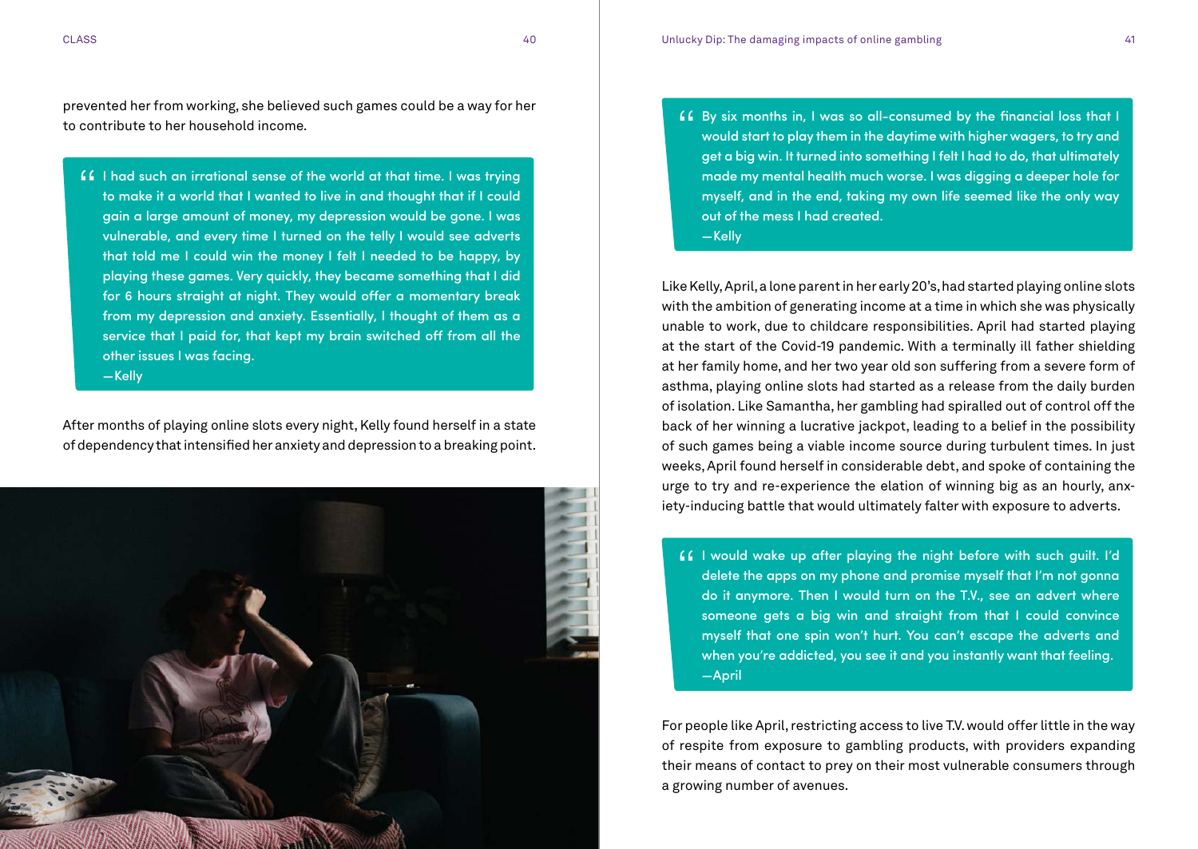prevented her from working, she believed such games could be a way for her to contribute to her household income.

> “I had such an irrational sense of the world at that time. I was trying to make it a world that I wanted to live in and thought that if I could gain a large amount of money, my depression would be gone. I was vulnerable, and every time I turned on the telly I would see adverts that told me I could win the money I felt I needed to be happy, by playing these games. Very quickly, they became something that I did for 6 hours straight at night. They would offer a momentary break from my depression and anxiety. Essentially, I thought of them as a service that I paid for, that kept my brain switched off from all the other issues I was facing.
> —Kelly

After months of playing online slots every night, Kelly found herself in a state of dependency that intensified her anxiety and depression to a breaking point.

> “By six months in, I was so all-consumed by the financial loss that I would start to play them in the daytime with higher wagers, to try and get a big win. It turned into something I felt I had to do, that ultimately made my mental health much worse. I was digging a deeper hole for myself, and in the end, taking my own life seemed like the only way out of the mess I had created.
> —Kelly

Like Kelly, April, a lone parent in her early 20's, had started playing online slots with the ambition of generating income at a time in which she was physically unable to work, due to childcare responsibilities. April had started playing at the start of the Covid-19 pandemic. With a terminally ill father shielding at her family home, and her two year old son suffering from a severe form of asthma, playing online slots had started as a release from the daily burden of isolation. Like Samantha, her gambling had spiralled out of control off the back of her winning a lucrative jackpot, leading to a belief in the possibility of such games being a viable income source during turbulent times. In just weeks, April found herself in considerable debt, and spoke of containing the urge to try and re-experience the elation of winning big as an hourly, anxiety-inducing battle that would ultimately falter with exposure to adverts.

> “I would wake up after playing the night before with such guilt. I'd delete the apps on my phone and promise myself that I'm not gonna do it anymore. Then I would turn on the T.V., see an advert where someone gets a big win and straight from that I could convince myself that one spin won't hurt. You can't escape the adverts and when you're addicted, you see it and you instantly want that feeling.
> —April

For people like April, restricting access to live T.V. would offer little in the way of respite from exposure to gambling products, with providers expanding their means of contact to prey on their most vulnerable consumers through a growing number of avenues.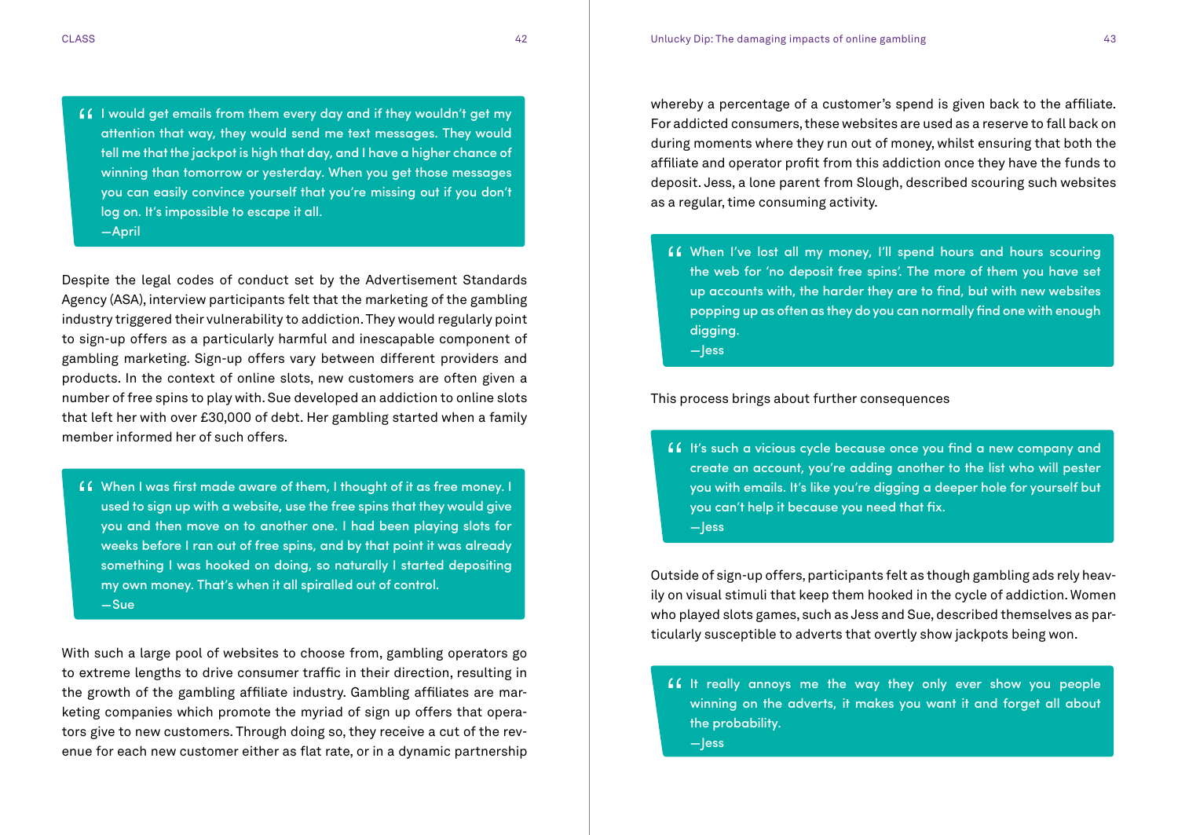> I would get emails from them every day and if they wouldn't get my attention that way, they would send me text messages. They would tell me that the jackpot is high that day, and I have a higher chance of winning than tomorrow or yesterday. When you get those messages you can easily convince yourself that you're missing out if you don't log on. It's impossible to escape it all.
> —April

Despite the legal codes of conduct set by the Advertisement Standards Agency (ASA), interview participants felt that the marketing of the gambling industry triggered their vulnerability to addiction. They would regularly point to sign-up offers as a particularly harmful and inescapable component of gambling marketing. Sign-up offers vary between different providers and products. In the context of online slots, new customers are often given a number of free spins to play with. Sue developed an addiction to online slots that left her with over £30,000 of debt. Her gambling started when a family member informed her of such offers.

> When I was first made aware of them, I thought of it as free money. I used to sign up with a website, use the free spins that they would give you and then move on to another one. I had been playing slots for weeks before I ran out of free spins, and by that point it was already something I was hooked on doing, so naturally I started depositing my own money. That's when it all spiralled out of control.
> —Sue

With such a large pool of websites to choose from, gambling operators go to extreme lengths to drive consumer traffic in their direction, resulting in the growth of the gambling affiliate industry. Gambling affiliates are marketing companies which promote the myriad of sign up offers that operators give to new customers. Through doing so, they receive a cut of the revenue for each new customer either as flat rate, or in a dynamic partnership whereby a percentage of a customer's spend is given back to the affiliate. For addicted consumers, these websites are used as a reserve to fall back on during moments where they run out of money, whilst ensuring that both the affiliate and operator profit from this addiction once they have the funds to deposit. Jess, a lone parent from Slough, described scouring such websites as a regular, time consuming activity.

> When I've lost all my money, I'll spend hours and hours scouring the web for 'no deposit free spins'. The more of them you have set up accounts with, the harder they are to find, but with new websites popping up as often as they do you can normally find one with enough digging.
> —Jess

This process brings about further consequences

> It's such a vicious cycle because once you find a new company and create an account, you're adding another to the list who will pester you with emails. It's like you're digging a deeper hole for yourself but you can't help it because you need that fix.
> —Jess

Outside of sign-up offers, participants felt as though gambling ads rely heavily on visual stimuli that keep them hooked in the cycle of addiction. Women who played slots games, such as Jess and Sue, described themselves as particularly susceptible to adverts that overtly show jackpots being won.

> It really annoys me the way they only ever show you people winning on the adverts, it makes you want it and forget all about the probability.
> —Jess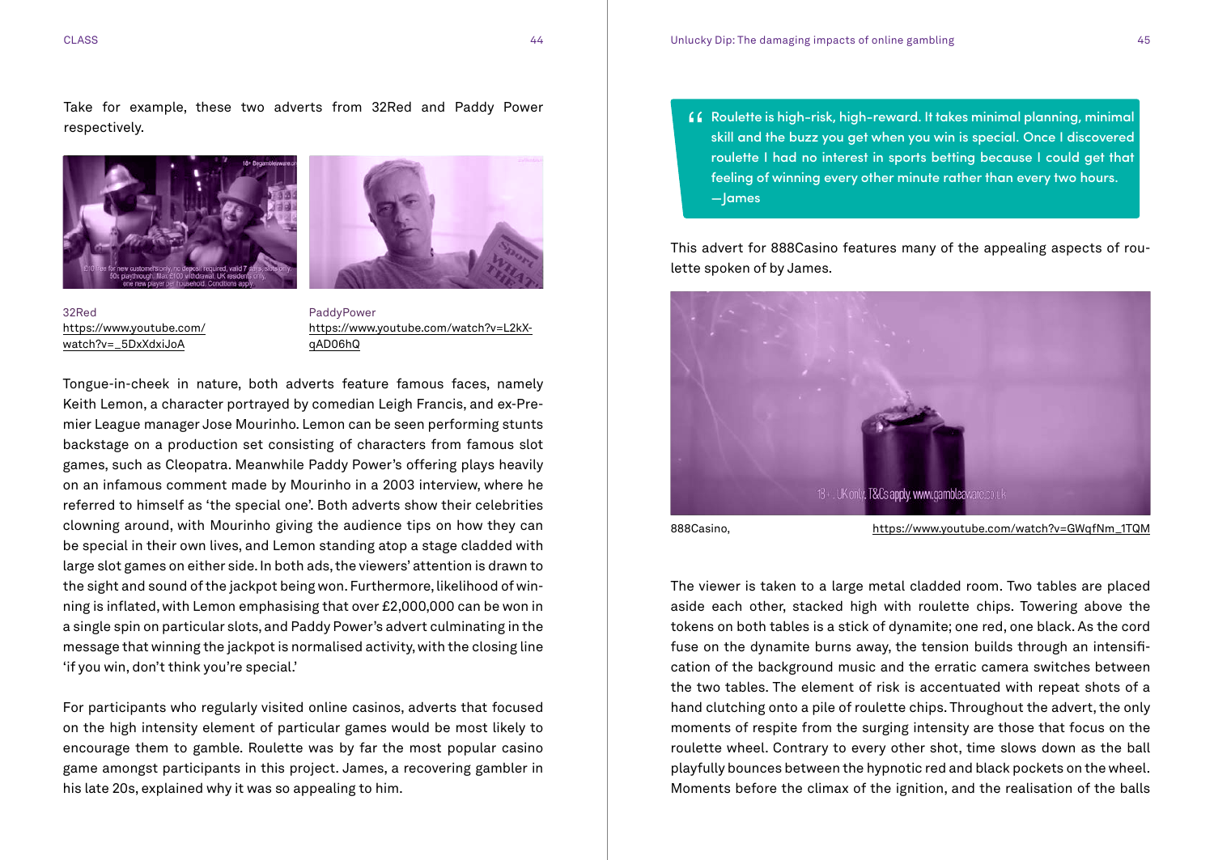Take for example, these two adverts from 32Red and Paddy Power respectively.

32Red https://www.youtube.com/watch?v=_5DxXdxiJoA

PaddyPower https://www.youtube.com/watch?v=L2kX-qAD06hQ

Tongue-in-cheek in nature, both adverts feature famous faces, namely Keith Lemon, a character portrayed by comedian Leigh Francis, and ex-Premier League manager Jose Mourinho. Lemon can be seen performing stunts backstage on a production set consisting of characters from famous slot games, such as Cleopatra. Meanwhile Paddy Power's offering plays heavily on an infamous comment made by Mourinho in a 2003 interview, where he referred to himself as 'the special one'. Both adverts show their celebrities clowning around, with Mourinho giving the audience tips on how they can be special in their own lives, and Lemon standing atop a stage cladded with large slot games on either side. In both ads, the viewers' attention is drawn to the sight and sound of the jackpot being won. Furthermore, likelihood of winning is inflated, with Lemon emphasising that over £2,000,000 can be won in a single spin on particular slots, and Paddy Power's advert culminating in the message that winning the jackpot is normalised activity, with the closing line 'if you win, don't think you're special.'

For participants who regularly visited online casinos, adverts that focused on the high intensity element of particular games would be most likely to encourage them to gamble. Roulette was by far the most popular casino game amongst participants in this project. James, a recovering gambler in his late 20s, explained why it was so appealing to him.

> Roulette is high-risk, high-reward. It takes minimal planning, minimal skill and the buzz you get when you win is special. Once I discovered roulette I had no interest in sports betting because I could get that feeling of winning every other minute rather than every two hours.
> —James

This advert for 888Casino features many of the appealing aspects of roulette spoken of by James.

888Casino, https://www.youtube.com/watch?v=GWqfNm_1TQM

The viewer is taken to a large metal cladded room. Two tables are placed aside each other, stacked high with roulette chips. Towering above the tokens on both tables is a stick of dynamite; one red, one black. As the cord fuse on the dynamite burns away, the tension builds through an intensification of the background music and the erratic camera switches between the two tables. The element of risk is accentuated with repeat shots of a hand clutching onto a pile of roulette chips. Throughout the advert, the only moments of respite from the surging intensity are those that focus on the roulette wheel. Contrary to every other shot, time slows down as the ball playfully bounces between the hypnotic red and black pockets on the wheel. Moments before the climax of the ignition, and the realisation of the balls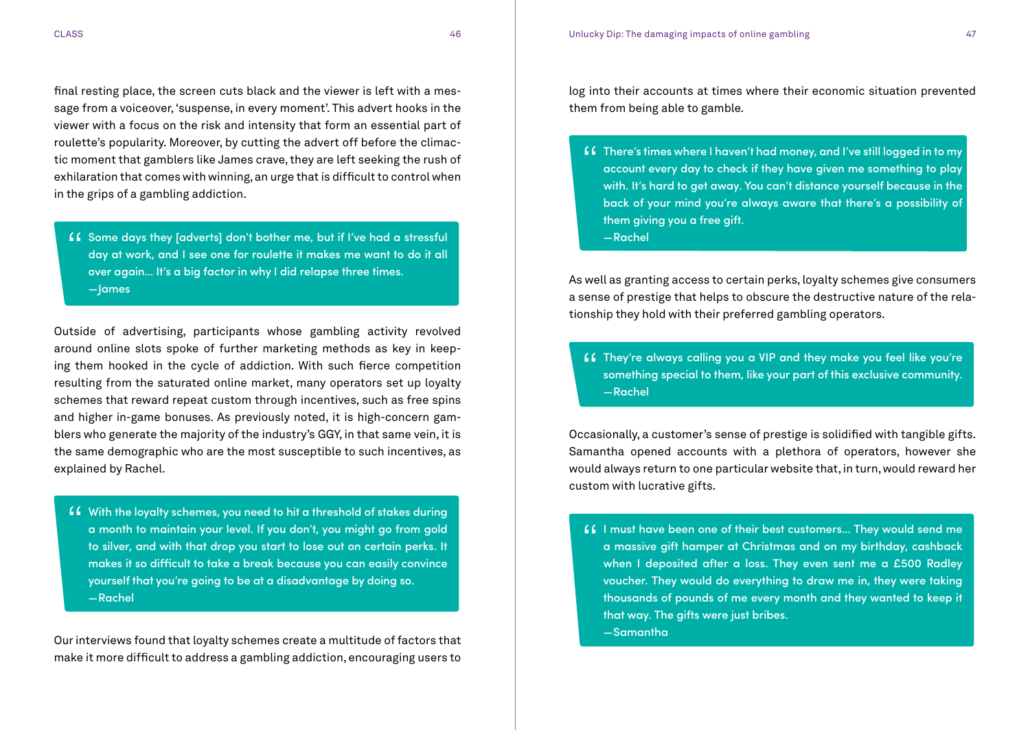final resting place, the screen cuts black and the viewer is left with a message from a voiceover, 'suspense, in every moment'. This advert hooks in the viewer with a focus on the risk and intensity that form an essential part of roulette's popularity. Moreover, by cutting the advert off before the climactic moment that gamblers like James crave, they are left seeking the rush of exhilaration that comes with winning, an urge that is difficult to control when in the grips of a gambling addiction.

> "Some days they [adverts] don't bother me, but if I've had a stressful day at work, and I see one for roulette it makes me want to do it all over again… It's a big factor in why I did relapse three times.
> —James

Outside of advertising, participants whose gambling activity revolved around online slots spoke of further marketing methods as key in keeping them hooked in the cycle of addiction. With such fierce competition resulting from the saturated online market, many operators set up loyalty schemes that reward repeat custom through incentives, such as free spins and higher in-game bonuses. As previously noted, it is high-concern gamblers who generate the majority of the industry's GGY, in that same vein, it is the same demographic who are the most susceptible to such incentives, as explained by Rachel.

> "With the loyalty schemes, you need to hit a threshold of stakes during a month to maintain your level. If you don't, you might go from gold to silver, and with that drop you start to lose out on certain perks. It makes it so difficult to take a break because you can easily convince yourself that you're going to be at a disadvantage by doing so.
> —Rachel

Our interviews found that loyalty schemes create a multitude of factors that make it more difficult to address a gambling addiction, encouraging users to log into their accounts at times where their economic situation prevented them from being able to gamble.

> "There's times where I haven't had money, and I've still logged in to my account every day to check if they have given me something to play with. It's hard to get away. You can't distance yourself because in the back of your mind you're always aware that there's a possibility of them giving you a free gift.
> —Rachel

As well as granting access to certain perks, loyalty schemes give consumers a sense of prestige that helps to obscure the destructive nature of the relationship they hold with their preferred gambling operators.

> "They're always calling you a VIP and they make you feel like you're something special to them, like your part of this exclusive community.
> —Rachel

Occasionally, a customer's sense of prestige is solidified with tangible gifts. Samantha opened accounts with a plethora of operators, however she would always return to one particular website that, in turn, would reward her custom with lucrative gifts.

> "I must have been one of their best customers… They would send me a massive gift hamper at Christmas and on my birthday, cashback when I deposited after a loss. They even sent me a £500 Radley voucher. They would do everything to draw me in, they were taking thousands of pounds of me every month and they wanted to keep it that way. The gifts were just bribes.
> —Samantha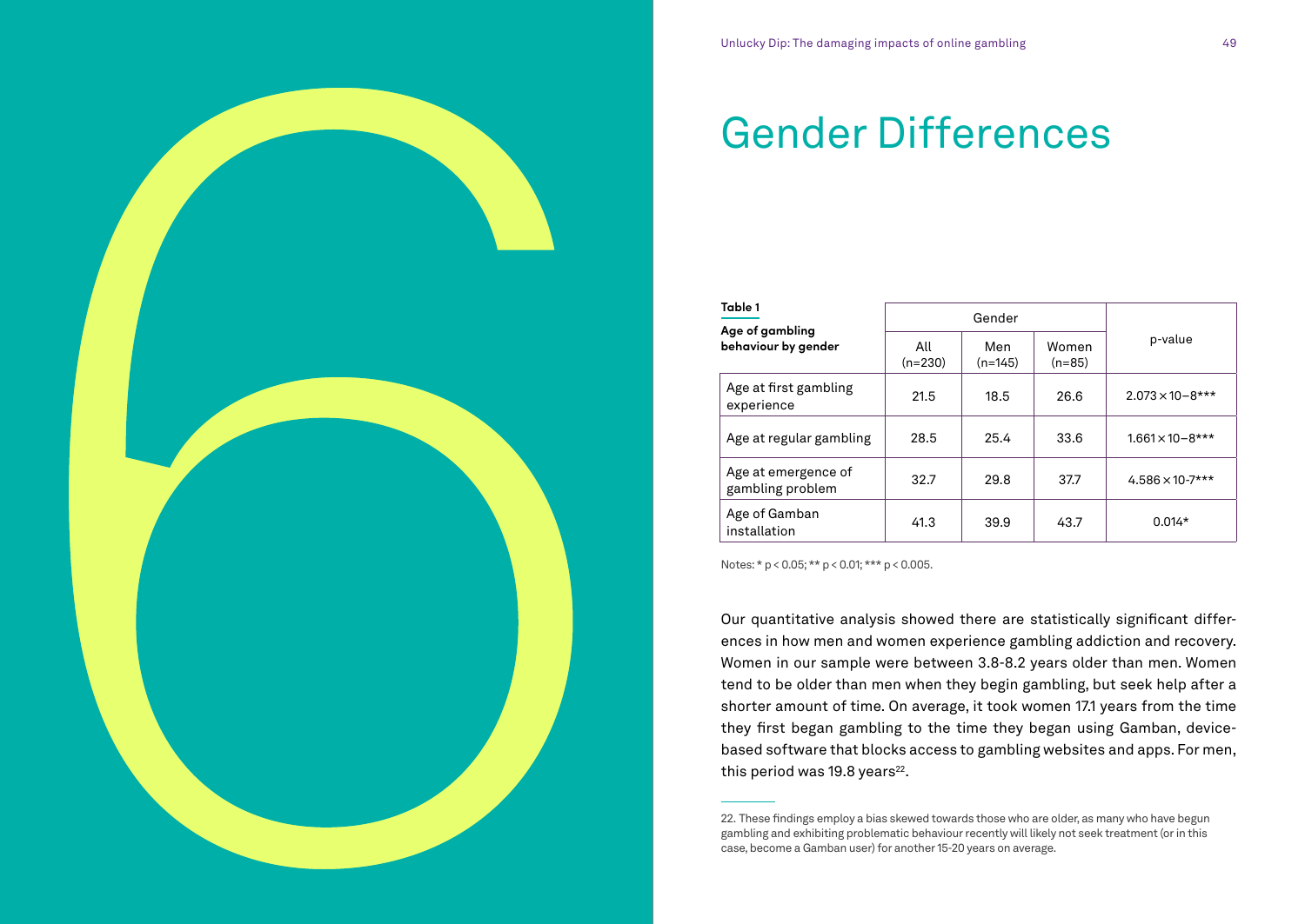# Gender Differences

**Table 1**

**Age of gambling behaviour by gender**

| | Gender | | | p-value |
|---|---|---|---|---|
| | All (n=230) | Men (n=145) | Women (n=85) | |
| Age at first gambling experience | 21.5 | 18.5 | 26.6 | $2.073 \times 10^{-8}$*** |
| Age at regular gambling | 28.5 | 25.4 | 33.6 | $1.661 \times 10^{-8}$*** |
| Age at emergence of gambling problem | 32.7 | 29.8 | 37.7 | $4.586 \times 10^{-7}$*** |
| Age of Gamban installation | 41.3 | 39.9 | 43.7 | 0.014* |

Notes: * $p < 0.05$; ** $p < 0.01$; *** $p < 0.005$.

Our quantitative analysis showed there are statistically significant differences in how men and women experience gambling addiction and recovery. Women in our sample were between 3.8-8.2 years older than men. Women tend to be older than men when they begin gambling, but seek help after a shorter amount of time. On average, it took women 17.1 years from the time they first began gambling to the time they began using Gamban, device-based software that blocks access to gambling websites and apps. For men, this period was 19.8 years[22].

22. These findings employ a bias skewed towards those who are older, as many who have begun gambling and exhibiting problematic behaviour recently will likely not seek treatment (or in this case, become a Gamban user) for another 15-20 years on average.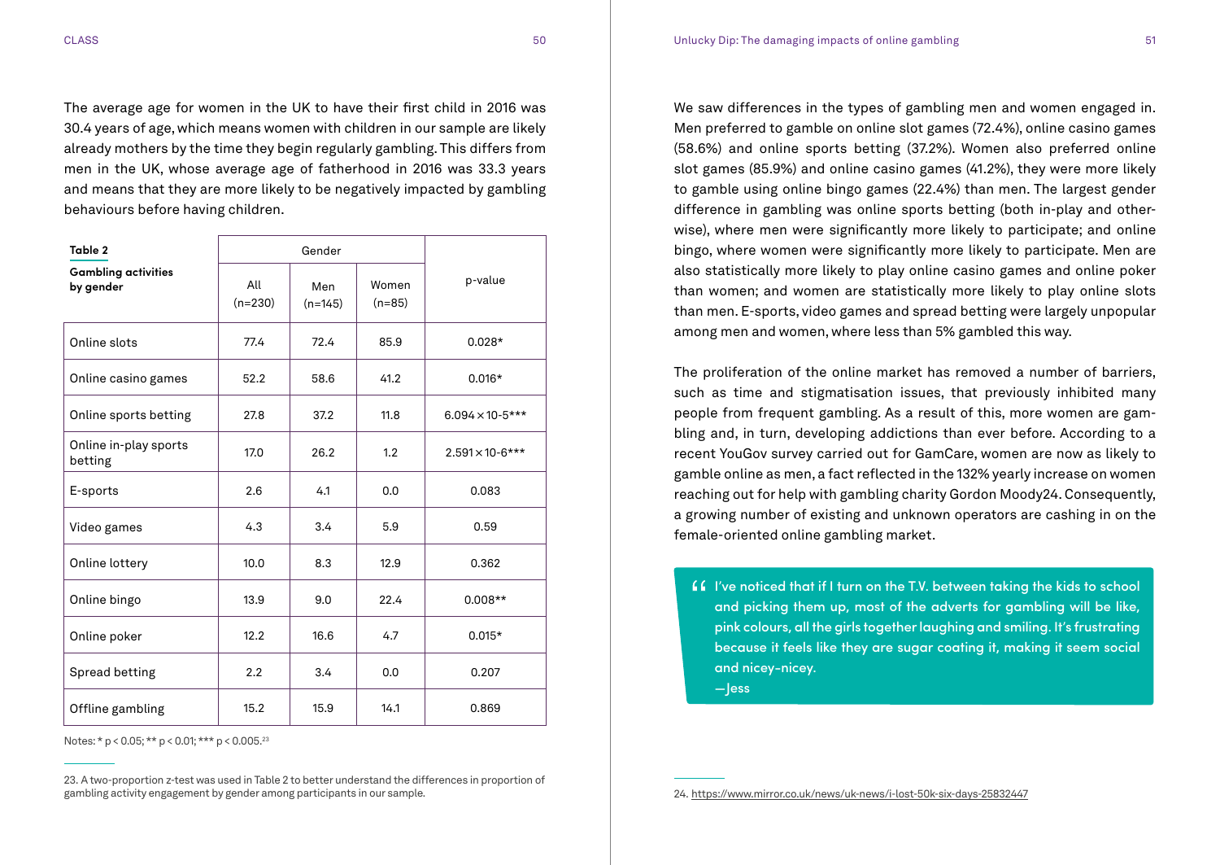The average age for women in the UK to have their first child in 2016 was 30.4 years of age, which means women with children in our sample are likely already mothers by the time they begin regularly gambling. This differs from men in the UK, whose average age of fatherhood in 2016 was 33.3 years and means that they are more likely to be negatively impacted by gambling behaviours before having children.

**Table 2**

**Gambling activities by gender**

| | Gender | | | p-value |
|---|---|---|---|---|
| | All (n=230) | Men (n=145) | Women (n=85) | |
| Online slots | 77.4 | 72.4 | 85.9 | 0.028* |
| Online casino games | 52.2 | 58.6 | 41.2 | 0.016* |
| Online sports betting | 27.8 | 37.2 | 11.8 | $6.094 \times 10\text{-}5$*** |
| Online in-play sports betting | 17.0 | 26.2 | 1.2 | $2.591 \times 10\text{-}6$*** |
| E-sports | 2.6 | 4.1 | 0.0 | 0.083 |
| Video games | 4.3 | 3.4 | 5.9 | 0.59 |
| Online lottery | 10.0 | 8.3 | 12.9 | 0.362 |
| Online bingo | 13.9 | 9.0 | 22.4 | 0.008** |
| Online poker | 12.2 | 16.6 | 4.7 | 0.015* |
| Spread betting | 2.2 | 3.4 | 0.0 | 0.207 |
| Offline gambling | 15.2 | 15.9 | 14.1 | 0.869 |

Notes: * $p < 0.05$; ** $p < 0.01$; *** $p < 0.005$.[23]

We saw differences in the types of gambling men and women engaged in. Men preferred to gamble on online slot games (72.4%), online casino games (58.6%) and online sports betting (37.2%). Women also preferred online slot games (85.9%) and online casino games (41.2%), they were more likely to gamble using online bingo games (22.4%) than men. The largest gender difference in gambling was online sports betting (both in-play and otherwise), where men were significantly more likely to participate; and online bingo, where women were significantly more likely to participate. Men are also statistically more likely to play online casino games and online poker than women; and women are statistically more likely to play online slots than men. E-sports, video games and spread betting were largely unpopular among men and women, where less than 5% gambled this way.

The proliferation of the online market has removed a number of barriers, such as time and stigmatisation issues, that previously inhibited many people from frequent gambling. As a result of this, more women are gambling and, in turn, developing addictions than ever before. According to a recent YouGov survey carried out for GamCare, women are now as likely to gamble online as men, a fact reflected in the 132% yearly increase on women reaching out for help with gambling charity Gordon Moody[24]. Consequently, a growing number of existing and unknown operators are cashing in on the female-oriented online gambling market.

> "I've noticed that if I turn on the T.V. between taking the kids to school and picking them up, most of the adverts for gambling will be like, pink colours, all the girls together laughing and smiling. It's frustrating because it feels like they are sugar coating it, making it seem social and nicey-nicey.
>
> —Jess

23. A two-proportion z-test was used in Table 2 to better understand the differences in proportion of gambling activity engagement by gender among participants in our sample.

24. https://www.mirror.co.uk/news/uk-news/i-lost-50k-six-days-25832447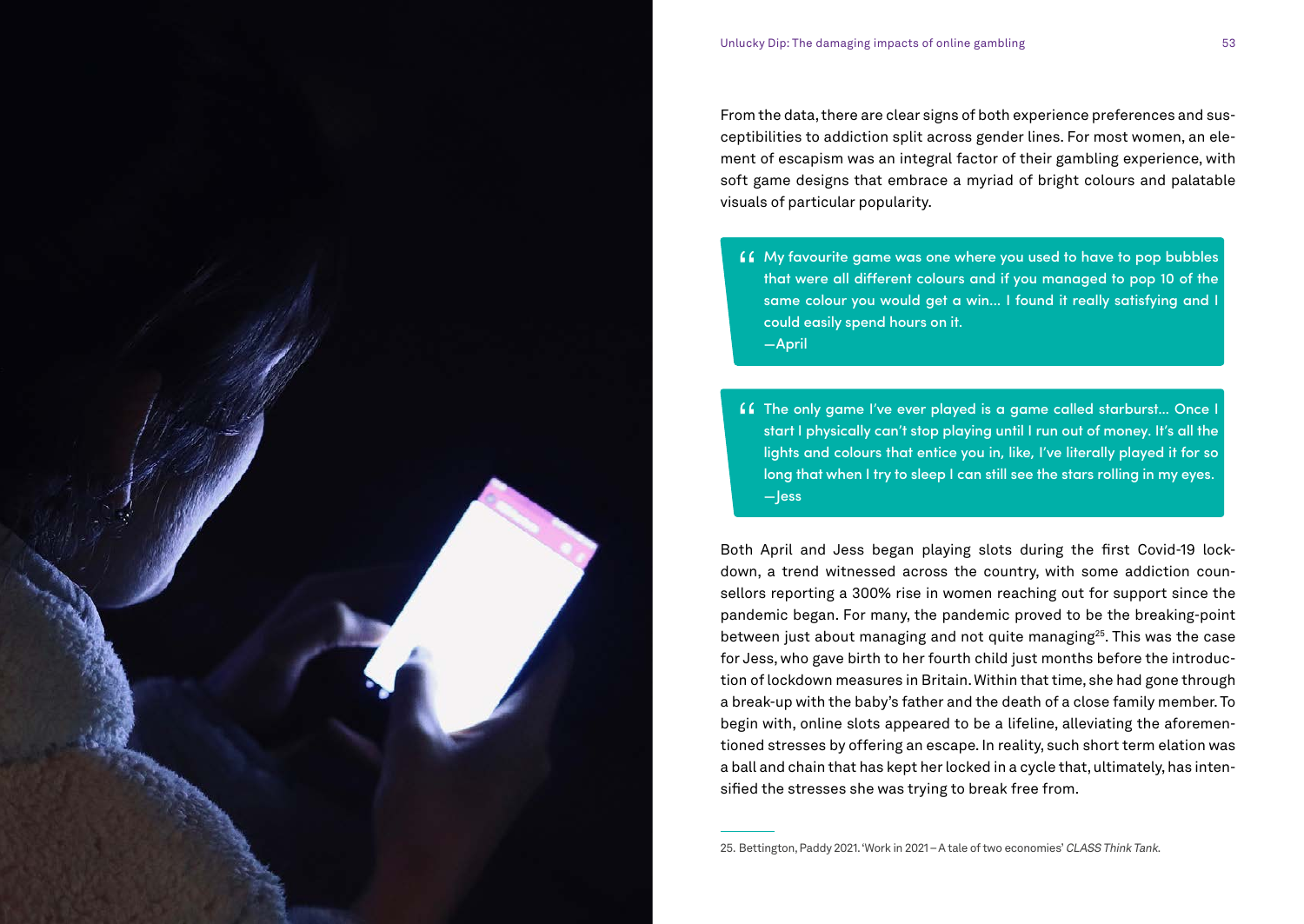From the data, there are clear signs of both experience preferences and susceptibilities to addiction split across gender lines. For most women, an element of escapism was an integral factor of their gambling experience, with soft game designs that embrace a myriad of bright colours and palatable visuals of particular popularity.

> “My favourite game was one where you used to have to pop bubbles that were all different colours and if you managed to pop 10 of the same colour you would get a win… I found it really satisfying and I could easily spend hours on it.
> —April

> “The only game I’ve ever played is a game called starburst… Once I start I physically can’t stop playing until I run out of money. It’s all the lights and colours that entice you in, like, I’ve literally played it for so long that when I try to sleep I can still see the stars rolling in my eyes.
> —Jess

Both April and Jess began playing slots during the first Covid-19 lockdown, a trend witnessed across the country, with some addiction counsellors reporting a 300% rise in women reaching out for support since the pandemic began. For many, the pandemic proved to be the breaking-point between just about managing and not quite managing[25]. This was the case for Jess, who gave birth to her fourth child just months before the introduction of lockdown measures in Britain. Within that time, she had gone through a break-up with the baby’s father and the death of a close family member. To begin with, online slots appeared to be a lifeline, alleviating the aforementioned stresses by offering an escape. In reality, such short term elation was a ball and chain that has kept her locked in a cycle that, ultimately, has intensified the stresses she was trying to break free from.

25. Bettington, Paddy 2021. ‘Work in 2021 – A tale of two economies’ *CLASS Think Tank.*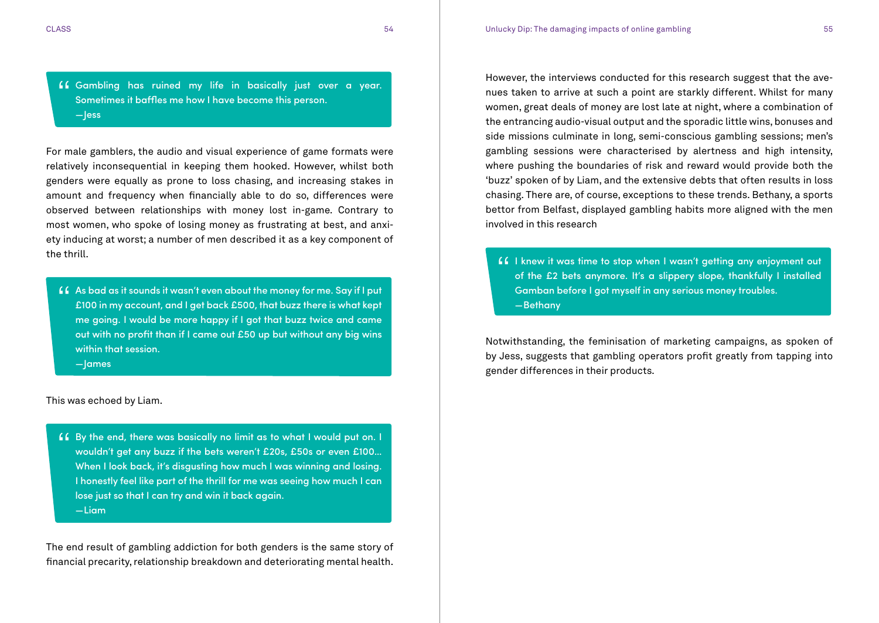> Gambling has ruined my life in basically just over a year. Sometimes it baffles me how I have become this person.
> —Jess

For male gamblers, the audio and visual experience of game formats were relatively inconsequential in keeping them hooked. However, whilst both genders were equally as prone to loss chasing, and increasing stakes in amount and frequency when financially able to do so, differences were observed between relationships with money lost in-game. Contrary to most women, who spoke of losing money as frustrating at best, and anxiety inducing at worst; a number of men described it as a key component of the thrill.

> As bad as it sounds it wasn't even about the money for me. Say if I put £100 in my account, and I get back £500, that buzz there is what kept me going. I would be more happy if I got that buzz twice and came out with no profit than if I came out £50 up but without any big wins within that session.
> —James

This was echoed by Liam.

> By the end, there was basically no limit as to what I would put on. I wouldn't get any buzz if the bets weren't £20s, £50s or even £100... When I look back, it's disgusting how much I was winning and losing. I honestly feel like part of the thrill for me was seeing how much I can lose just so that I can try and win it back again.
> —Liam

The end result of gambling addiction for both genders is the same story of financial precarity, relationship breakdown and deteriorating mental health.

However, the interviews conducted for this research suggest that the avenues taken to arrive at such a point are starkly different. Whilst for many women, great deals of money are lost late at night, where a combination of the entrancing audio-visual output and the sporadic little wins, bonuses and side missions culminate in long, semi-conscious gambling sessions; men's gambling sessions were characterised by alertness and high intensity, where pushing the boundaries of risk and reward would provide both the 'buzz' spoken of by Liam, and the extensive debts that often results in loss chasing. There are, of course, exceptions to these trends. Bethany, a sports bettor from Belfast, displayed gambling habits more aligned with the men involved in this research

> I knew it was time to stop when I wasn't getting any enjoyment out of the £2 bets anymore. It's a slippery slope, thankfully I installed Gamban before I got myself in any serious money troubles.
> —Bethany

Notwithstanding, the feminisation of marketing campaigns, as spoken of by Jess, suggests that gambling operators profit greatly from tapping into gender differences in their products.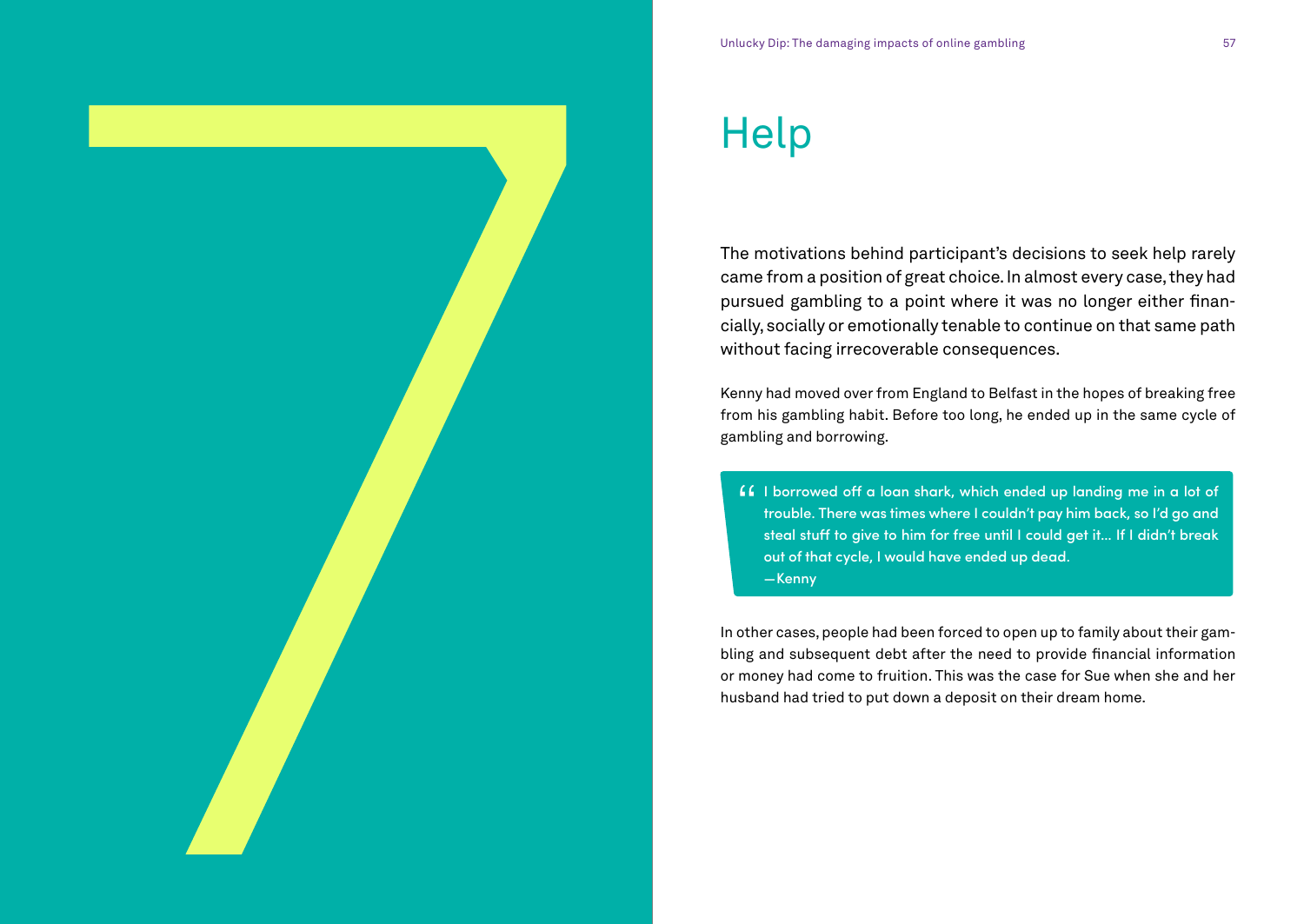# 7

## Help

The motivations behind participant's decisions to seek help rarely came from a position of great choice. In almost every case, they had pursued gambling to a point where it was no longer either financially, socially or emotionally tenable to continue on that same path without facing irrecoverable consequences.

Kenny had moved over from England to Belfast in the hopes of breaking free from his gambling habit. Before too long, he ended up in the same cycle of gambling and borrowing.

> "I borrowed off a loan shark, which ended up landing me in a lot of trouble. There was times where I couldn't pay him back, so I'd go and steal stuff to give to him for free until I could get it… If I didn't break out of that cycle, I would have ended up dead.
> —Kenny

In other cases, people had been forced to open up to family about their gambling and subsequent debt after the need to provide financial information or money had come to fruition. This was the case for Sue when she and her husband had tried to put down a deposit on their dream home.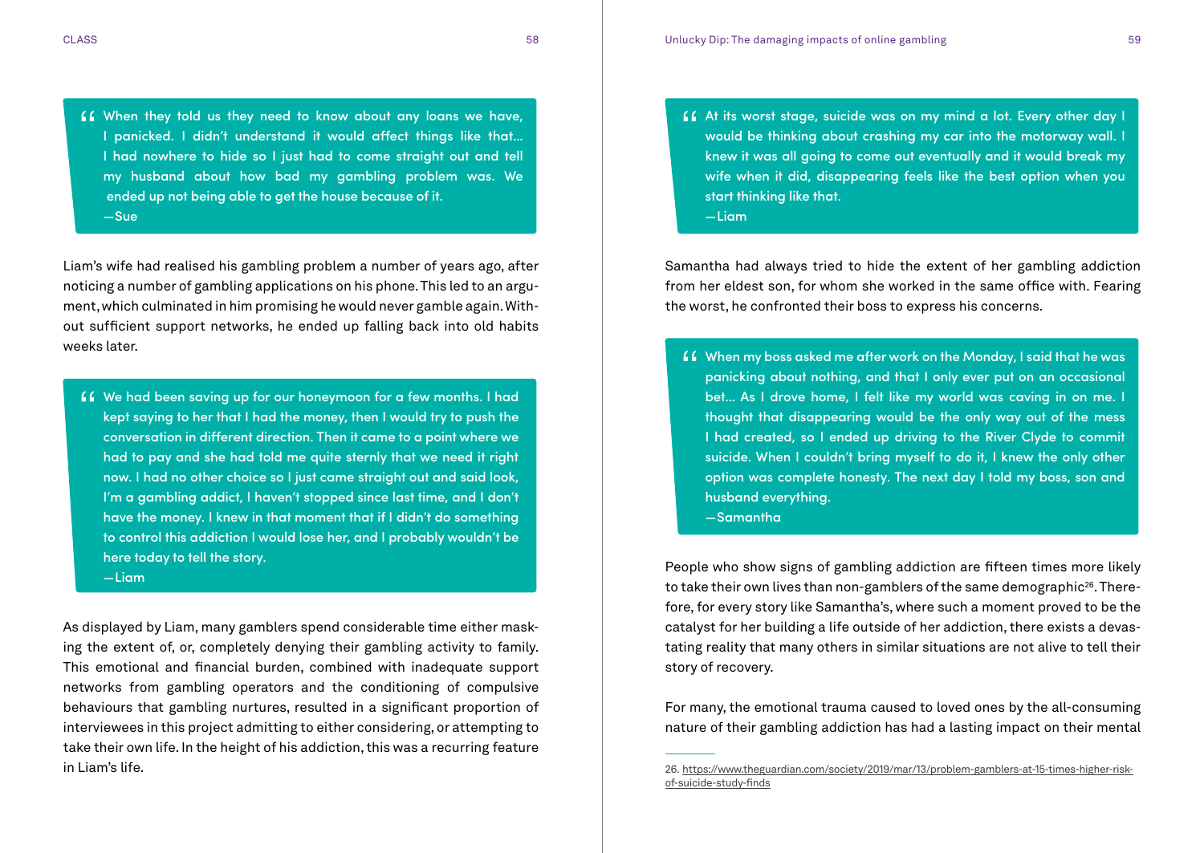> When they told us they need to know about any loans we have, I panicked. I didn't understand it would affect things like that... I had nowhere to hide so I just had to come straight out and tell my husband about how bad my gambling problem was. We ended up not being able to get the house because of it.
> —Sue

Liam's wife had realised his gambling problem a number of years ago, after noticing a number of gambling applications on his phone. This led to an argument, which culminated in him promising he would never gamble again. Without sufficient support networks, he ended up falling back into old habits weeks later.

> We had been saving up for our honeymoon for a few months. I had kept saying to her that I had the money, then I would try to push the conversation in different direction. Then it came to a point where we had to pay and she had told me quite sternly that we need it right now. I had no other choice so I just came straight out and said look, I'm a gambling addict, I haven't stopped since last time, and I don't have the money. I knew in that moment that if I didn't do something to control this addiction I would lose her, and I probably wouldn't be here today to tell the story.
> —Liam

As displayed by Liam, many gamblers spend considerable time either masking the extent of, or, completely denying their gambling activity to family. This emotional and financial burden, combined with inadequate support networks from gambling operators and the conditioning of compulsive behaviours that gambling nurtures, resulted in a significant proportion of interviewees in this project admitting to either considering, or attempting to take their own life. In the height of his addiction, this was a recurring feature in Liam's life.

> At its worst stage, suicide was on my mind a lot. Every other day I would be thinking about crashing my car into the motorway wall. I knew it was all going to come out eventually and it would break my wife when it did, disappearing feels like the best option when you start thinking like that.
> —Liam

Samantha had always tried to hide the extent of her gambling addiction from her eldest son, for whom she worked in the same office with. Fearing the worst, he confronted their boss to express his concerns.

> When my boss asked me after work on the Monday, I said that he was panicking about nothing, and that I only ever put on an occasional bet... As I drove home, I felt like my world was caving in on me. I thought that disappearing would be the only way out of the mess I had created, so I ended up driving to the River Clyde to commit suicide. When I couldn't bring myself to do it, I knew the only other option was complete honesty. The next day I told my boss, son and husband everything.
> —Samantha

People who show signs of gambling addiction are fifteen times more likely to take their own lives than non-gamblers of the same demographic[26]. Therefore, for every story like Samantha's, where such a moment proved to be the catalyst for her building a life outside of her addiction, there exists a devastating reality that many others in similar situations are not alive to tell their story of recovery.

For many, the emotional trauma caused to loved ones by the all-consuming nature of their gambling addiction has had a lasting impact on their mental

26. https://www.theguardian.com/society/2019/mar/13/problem-gamblers-at-15-times-higher-risk-of-suicide-study-finds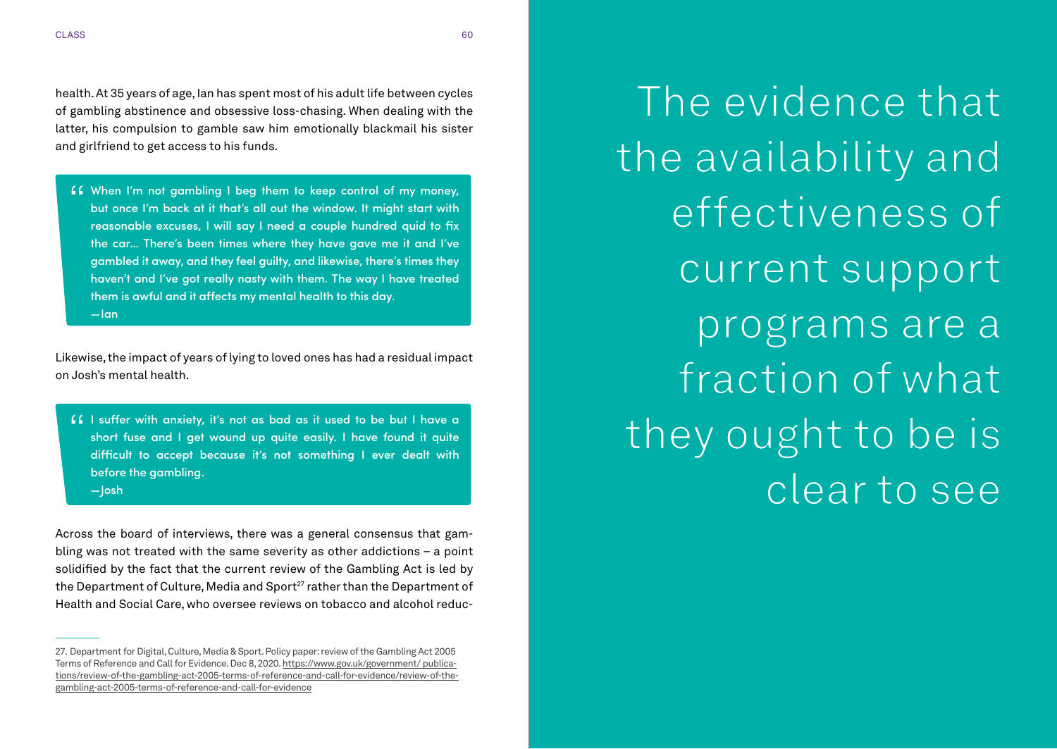health. At 35 years of age, Ian has spent most of his adult life between cycles of gambling abstinence and obsessive loss-chasing. When dealing with the latter, his compulsion to gamble saw him emotionally blackmail his sister and girlfriend to get access to his funds.

> “When I'm not gambling I beg them to keep control of my money, but once I'm back at it that's all out the window. It might start with reasonable excuses, I will say I need a couple hundred quid to fix the car... There's been times where they have gave me it and I've gambled it away, and they feel guilty, and likewise, there's times they haven't and I've got really nasty with them. The way I have treated them is awful and it affects my mental health to this day.
> —Ian

Likewise, the impact of years of lying to loved ones has had a residual impact on Josh's mental health.

> “I suffer with anxiety, it's not as bad as it used to be but I have a short fuse and I get wound up quite easily. I have found it quite difficult to accept because it's not something I ever dealt with before the gambling.
> —Josh

Across the board of interviews, there was a general consensus that gambling was not treated with the same severity as other addictions – a point solidified by the fact that the current review of the Gambling Act is led by the Department of Culture, Media and Sport[27] rather than the Department of Health and Social Care, who oversee reviews on tobacco and alcohol reduc-

27. Department for Digital, Culture, Media & Sport. Policy paper: review of the Gambling Act 2005 Terms of Reference and Call for Evidence. Dec 8, 2020. https://www.gov.uk/government/publications/review-of-the-gambling-act-2005-terms-of-reference-and-call-for-evidence/review-of-the-gambling-act-2005-terms-of-reference-and-call-for-evidence

The evidence that the availability and effectiveness of current support programs are a fraction of what they ought to be is clear to see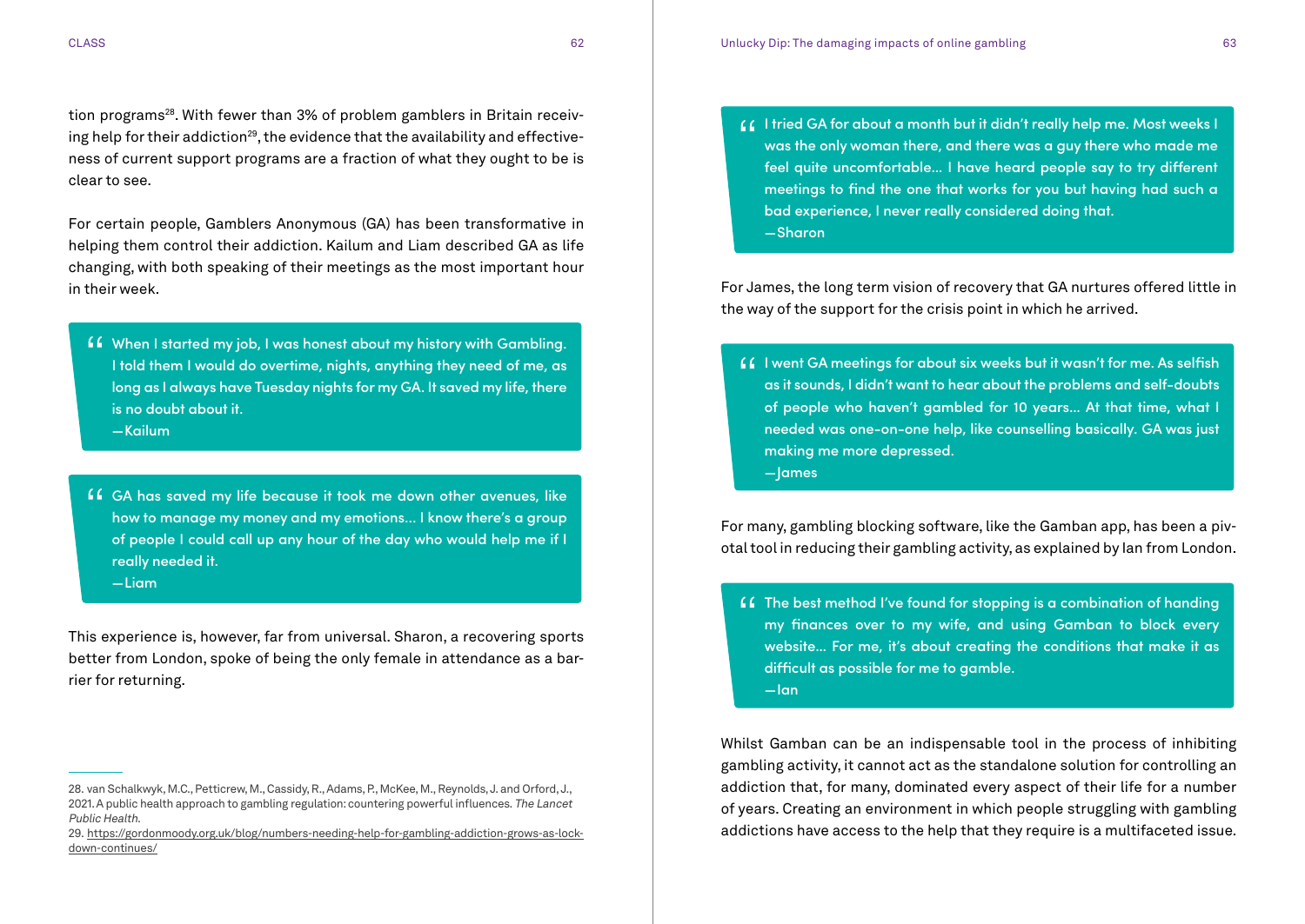tion programs[28]. With fewer than 3% of problem gamblers in Britain receiving help for their addiction[29], the evidence that the availability and effectiveness of current support programs are a fraction of what they ought to be is clear to see.

For certain people, Gamblers Anonymous (GA) has been transformative in helping them control their addiction. Kailum and Liam described GA as life changing, with both speaking of their meetings as the most important hour in their week.

> When I started my job, I was honest about my history with Gambling. I told them I would do overtime, nights, anything they need of me, as long as I always have Tuesday nights for my GA. It saved my life, there is no doubt about it.
> —Kailum

> GA has saved my life because it took me down other avenues, like how to manage my money and my emotions… I know there's a group of people I could call up any hour of the day who would help me if I really needed it.
> —Liam

This experience is, however, far from universal. Sharon, a recovering sports better from London, spoke of being the only female in attendance as a barrier for returning.

> I tried GA for about a month but it didn't really help me. Most weeks I was the only woman there, and there was a guy there who made me feel quite uncomfortable… I have heard people say to try different meetings to find the one that works for you but having had such a bad experience, I never really considered doing that.
> —Sharon

For James, the long term vision of recovery that GA nurtures offered little in the way of the support for the crisis point in which he arrived.

> I went GA meetings for about six weeks but it wasn't for me. As selfish as it sounds, I didn't want to hear about the problems and self-doubts of people who haven't gambled for 10 years… At that time, what I needed was one-on-one help, like counselling basically. GA was just making me more depressed.
> —James

For many, gambling blocking software, like the Gamban app, has been a pivotal tool in reducing their gambling activity, as explained by Ian from London.

> The best method I've found for stopping is a combination of handing my finances over to my wife, and using Gamban to block every website… For me, it's about creating the conditions that make it as difficult as possible for me to gamble.
> —Ian

Whilst Gamban can be an indispensable tool in the process of inhibiting gambling activity, it cannot act as the standalone solution for controlling an addiction that, for many, dominated every aspect of their life for a number of years. Creating an environment in which people struggling with gambling addictions have access to the help that they require is a multifaceted issue.

---

28. van Schalkwyk, M.C., Petticrew, M., Cassidy, R., Adams, P., McKee, M., Reynolds, J. and Orford, J., 2021. A public health approach to gambling regulation: countering powerful influences. *The Lancet Public Health*.

29. https://gordonmoody.org.uk/blog/numbers-needing-help-for-gambling-addiction-grows-as-lockdown-continues/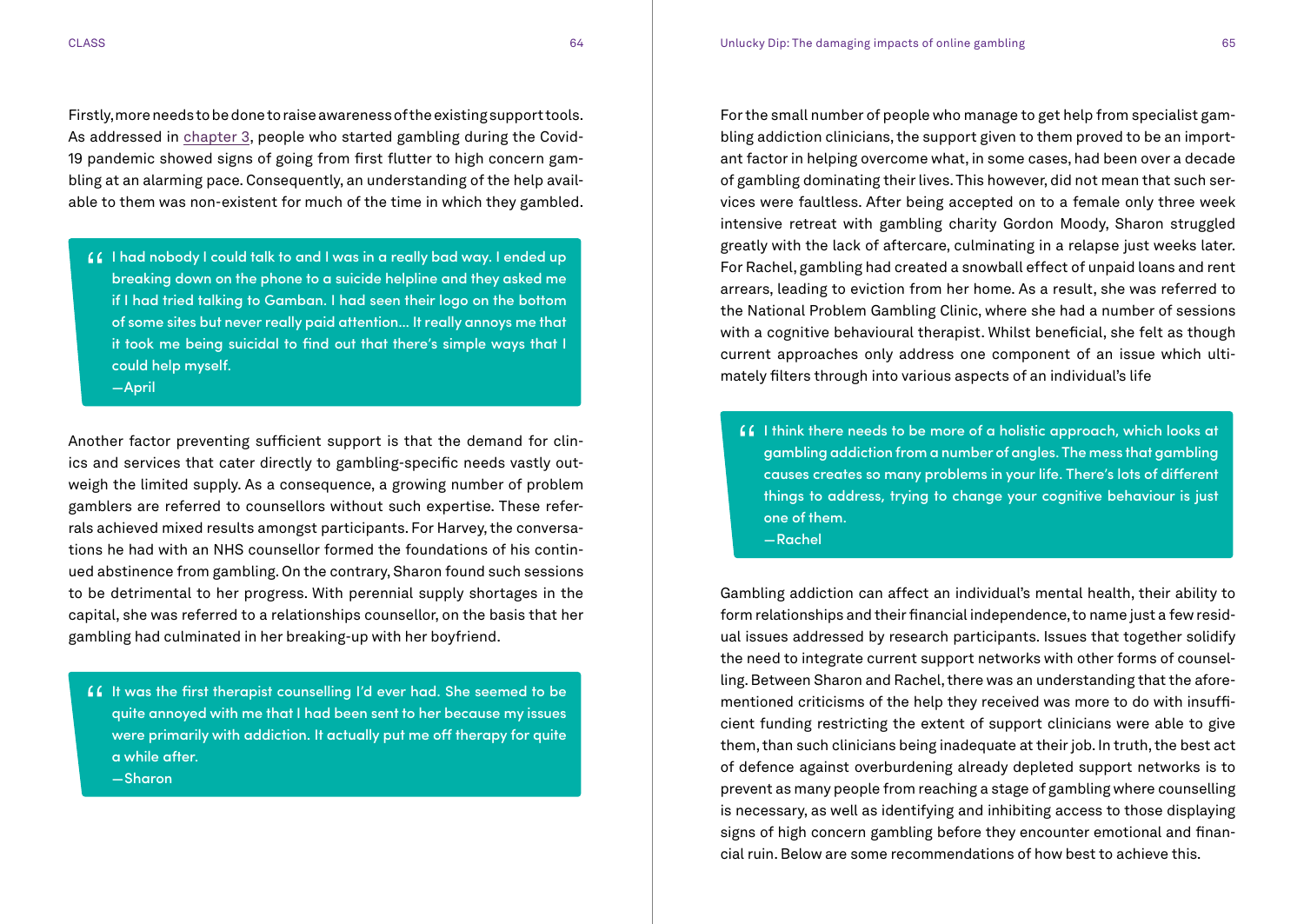Firstly, more needs to be done to raise awareness of the existing support tools. As addressed in chapter 3, people who started gambling during the Covid-19 pandemic showed signs of going from first flutter to high concern gambling at an alarming pace. Consequently, an understanding of the help available to them was non-existent for much of the time in which they gambled.

> I had nobody I could talk to and I was in a really bad way. I ended up breaking down on the phone to a suicide helpline and they asked me if I had tried talking to Gamban. I had seen their logo on the bottom of some sites but never really paid attention... It really annoys me that it took me being suicidal to find out that there's simple ways that I could help myself.
> —April

Another factor preventing sufficient support is that the demand for clinics and services that cater directly to gambling-specific needs vastly outweigh the limited supply. As a consequence, a growing number of problem gamblers are referred to counsellors without such expertise. These referrals achieved mixed results amongst participants. For Harvey, the conversations he had with an NHS counsellor formed the foundations of his continued abstinence from gambling. On the contrary, Sharon found such sessions to be detrimental to her progress. With perennial supply shortages in the capital, she was referred to a relationships counsellor, on the basis that her gambling had culminated in her breaking-up with her boyfriend.

> It was the first therapist counselling I'd ever had. She seemed to be quite annoyed with me that I had been sent to her because my issues were primarily with addiction. It actually put me off therapy for quite a while after.
> —Sharon

For the small number of people who manage to get help from specialist gambling addiction clinicians, the support given to them proved to be an important factor in helping overcome what, in some cases, had been over a decade of gambling dominating their lives. This however, did not mean that such services were faultless. After being accepted on to a female only three week intensive retreat with gambling charity Gordon Moody, Sharon struggled greatly with the lack of aftercare, culminating in a relapse just weeks later. For Rachel, gambling had created a snowball effect of unpaid loans and rent arrears, leading to eviction from her home. As a result, she was referred to the National Problem Gambling Clinic, where she had a number of sessions with a cognitive behavioural therapist. Whilst beneficial, she felt as though current approaches only address one component of an issue which ultimately filters through into various aspects of an individual's life

> I think there needs to be more of a holistic approach, which looks at gambling addiction from a number of angles. The mess that gambling causes creates so many problems in your life. There's lots of different things to address, trying to change your cognitive behaviour is just one of them.
> —Rachel

Gambling addiction can affect an individual's mental health, their ability to form relationships and their financial independence, to name just a few residual issues addressed by research participants. Issues that together solidify the need to integrate current support networks with other forms of counselling. Between Sharon and Rachel, there was an understanding that the aforementioned criticisms of the help they received was more to do with insufficient funding restricting the extent of support clinicians were able to give them, than such clinicians being inadequate at their job. In truth, the best act of defence against overburdening already depleted support networks is to prevent as many people from reaching a stage of gambling where counselling is necessary, as well as identifying and inhibiting access to those displaying signs of high concern gambling before they encounter emotional and financial ruin. Below are some recommendations of how best to achieve this.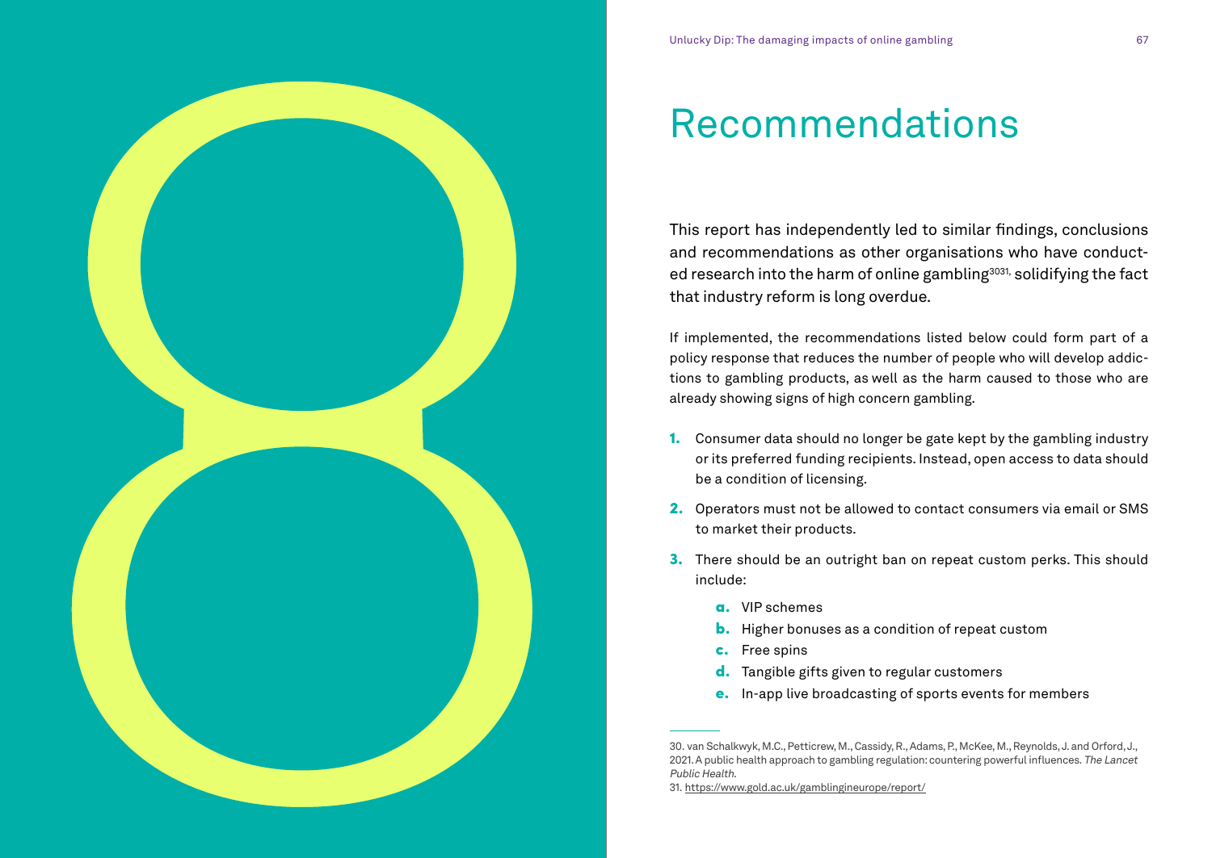8

# Recommendations

This report has independently led to similar findings, conclusions and recommendations as other organisations who have conducted research into the harm of online gambling[30,31], solidifying the fact that industry reform is long overdue.

If implemented, the recommendations listed below could form part of a policy response that reduces the number of people who will develop addictions to gambling products, as well as the harm caused to those who are already showing signs of high concern gambling.

1. Consumer data should no longer be gate kept by the gambling industry or its preferred funding recipients. Instead, open access to data should be a condition of licensing.
2. Operators must not be allowed to contact consumers via email or SMS to market their products.
3. There should be an outright ban on repeat custom perks. This should include:
    a. VIP schemes
    b. Higher bonuses as a condition of repeat custom
    c. Free spins
    d. Tangible gifts given to regular customers
    e. In-app live broadcasting of sports events for members

---

30. van Schalkwyk, M.C., Petticrew, M., Cassidy, R., Adams, P., McKee, M., Reynolds, J. and Orford, J., 2021. A public health approach to gambling regulation: countering powerful influences. *The Lancet Public Health.*

31. https://www.gold.ac.uk/gamblingineurope/report/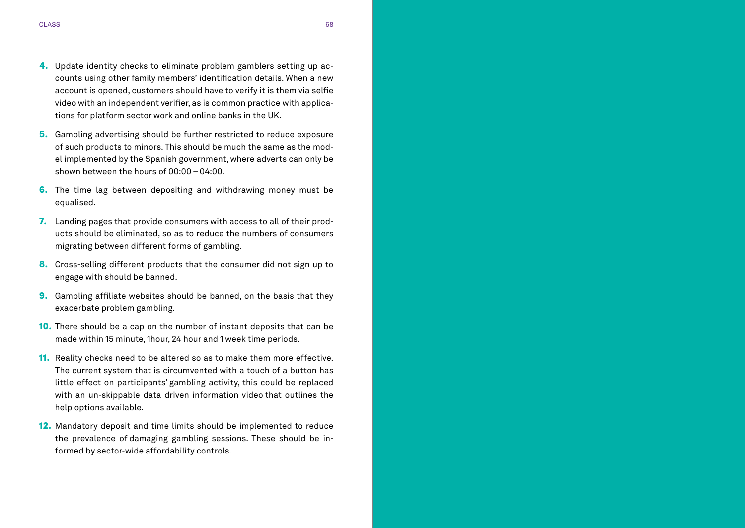4. Update identity checks to eliminate problem gamblers setting up accounts using other family members' identification details. When a new account is opened, customers should have to verify it is them via selfie video with an independent verifier, as is common practice with applications for platform sector work and online banks in the UK.
5. Gambling advertising should be further restricted to reduce exposure of such products to minors. This should be much the same as the model implemented by the Spanish government, where adverts can only be shown between the hours of 00:00 – 04:00.
6. The time lag between depositing and withdrawing money must be equalised.
7. Landing pages that provide consumers with access to all of their products should be eliminated, so as to reduce the numbers of consumers migrating between different forms of gambling.
8. Cross-selling different products that the consumer did not sign up to engage with should be banned.
9. Gambling affiliate websites should be banned, on the basis that they exacerbate problem gambling.
10. There should be a cap on the number of instant deposits that can be made within 15 minute, 1hour, 24 hour and 1 week time periods.
11. Reality checks need to be altered so as to make them more effective. The current system that is circumvented with a touch of a button has little effect on participants' gambling activity, this could be replaced with an un-skippable data driven information video that outlines the help options available.
12. Mandatory deposit and time limits should be implemented to reduce the prevalence of damaging gambling sessions. These should be informed by sector-wide affordability controls.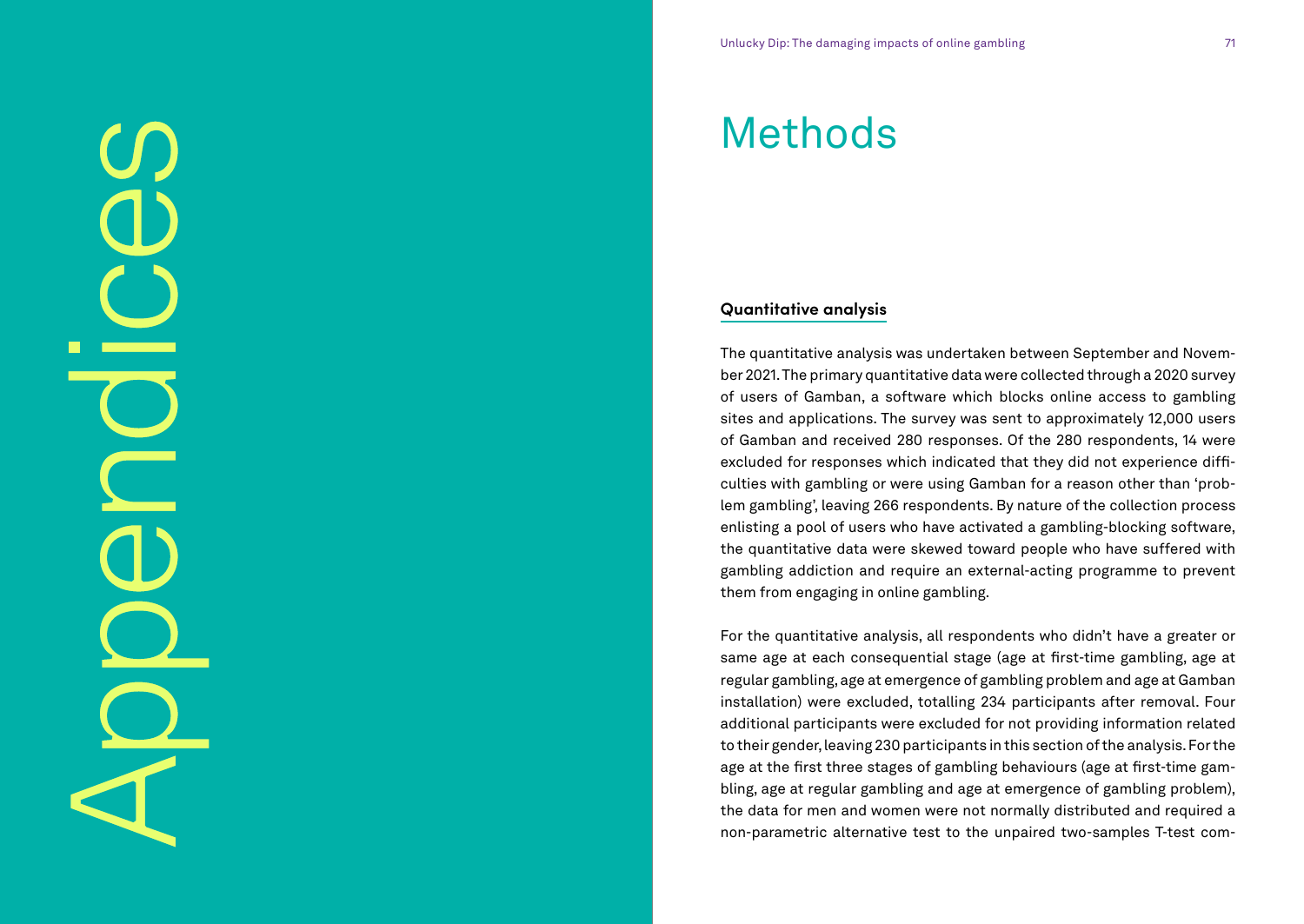# Appendices

## Methods

### Quantitative analysis

The quantitative analysis was undertaken between September and November 2021. The primary quantitative data were collected through a 2020 survey of users of Gamban, a software which blocks online access to gambling sites and applications. The survey was sent to approximately 12,000 users of Gamban and received 280 responses. Of the 280 respondents, 14 were excluded for responses which indicated that they did not experience difficulties with gambling or were using Gamban for a reason other than 'problem gambling', leaving 266 respondents. By nature of the collection process enlisting a pool of users who have activated a gambling-blocking software, the quantitative data were skewed toward people who have suffered with gambling addiction and require an external-acting programme to prevent them from engaging in online gambling.

For the quantitative analysis, all respondents who didn't have a greater or same age at each consequential stage (age at first-time gambling, age at regular gambling, age at emergence of gambling problem and age at Gamban installation) were excluded, totalling 234 participants after removal. Four additional participants were excluded for not providing information related to their gender, leaving 230 participants in this section of the analysis. For the age at the first three stages of gambling behaviours (age at first-time gambling, age at regular gambling and age at emergence of gambling problem), the data for men and women were not normally distributed and required a non-parametric alternative test to the unpaired two-samples T-test com-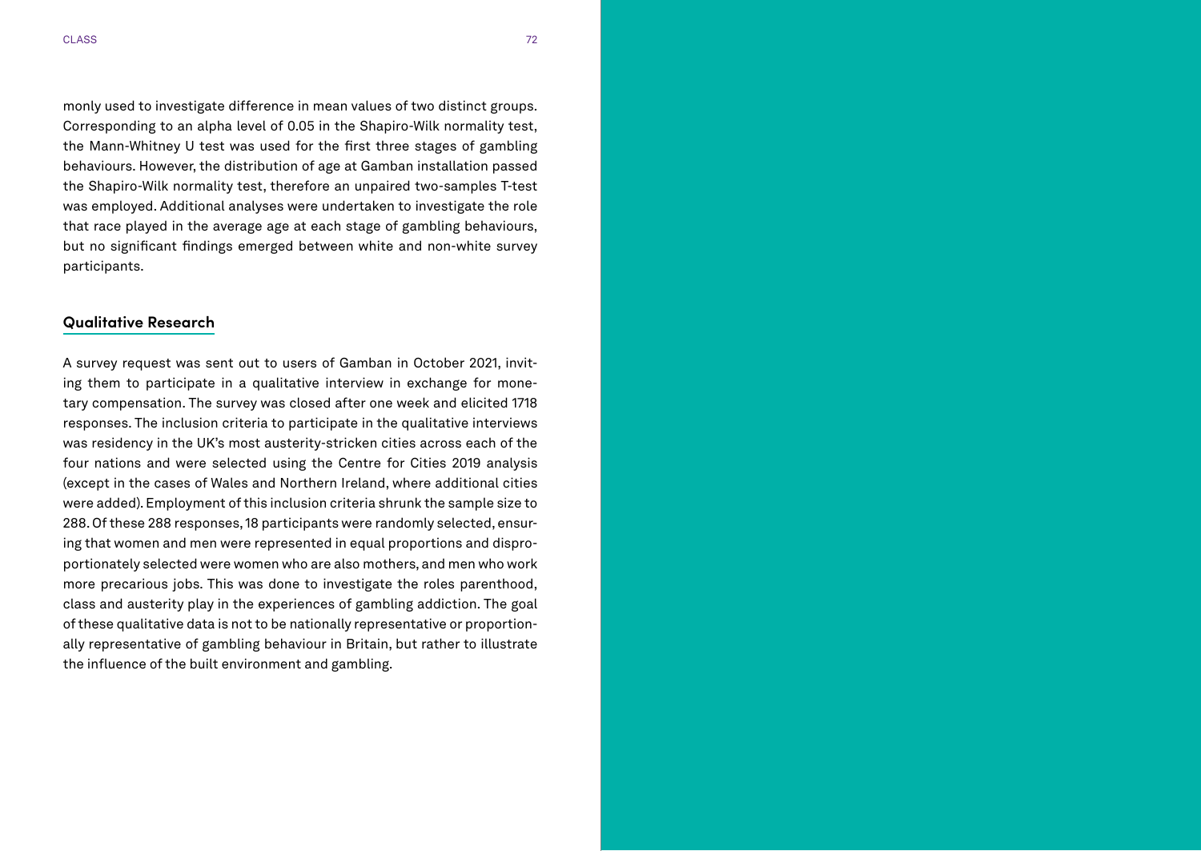monly used to investigate difference in mean values of two distinct groups. Corresponding to an alpha level of 0.05 in the Shapiro-Wilk normality test, the Mann-Whitney U test was used for the first three stages of gambling behaviours. However, the distribution of age at Gamban installation passed the Shapiro-Wilk normality test, therefore an unpaired two-samples T-test was employed. Additional analyses were undertaken to investigate the role that race played in the average age at each stage of gambling behaviours, but no significant findings emerged between white and non-white survey participants.

## Qualitative Research

A survey request was sent out to users of Gamban in October 2021, inviting them to participate in a qualitative interview in exchange for monetary compensation. The survey was closed after one week and elicited 1718 responses. The inclusion criteria to participate in the qualitative interviews was residency in the UK's most austerity-stricken cities across each of the four nations and were selected using the Centre for Cities 2019 analysis (except in the cases of Wales and Northern Ireland, where additional cities were added). Employment of this inclusion criteria shrunk the sample size to 288. Of these 288 responses, 18 participants were randomly selected, ensuring that women and men were represented in equal proportions and disproportionately selected were women who are also mothers, and men who work more precarious jobs. This was done to investigate the roles parenthood, class and austerity play in the experiences of gambling addiction. The goal of these qualitative data is not to be nationally representative or proportionally representative of gambling behaviour in Britain, but rather to illustrate the influence of the built environment and gambling.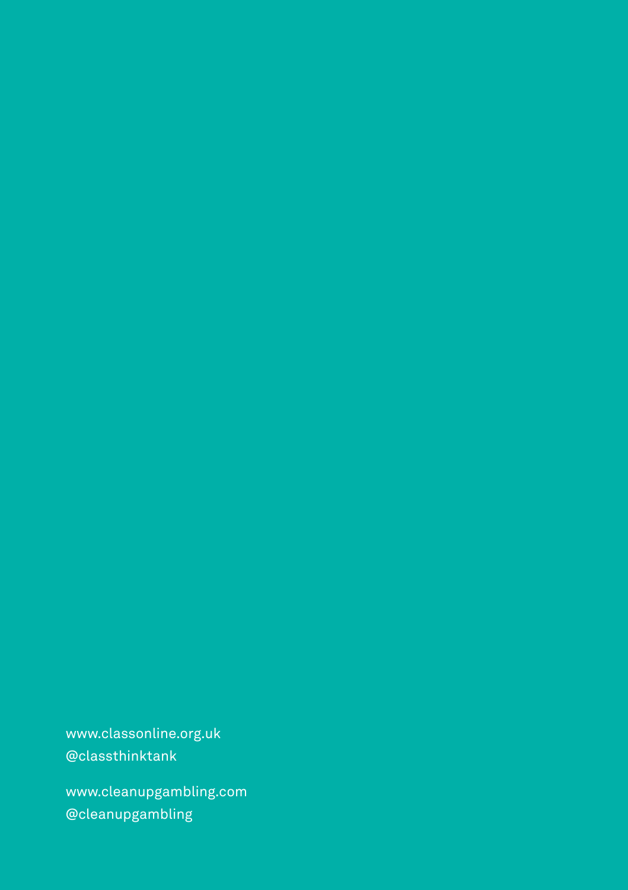www.classonline.org.uk
@classthinktank

www.cleanupgambling.com
@cleanupgambling